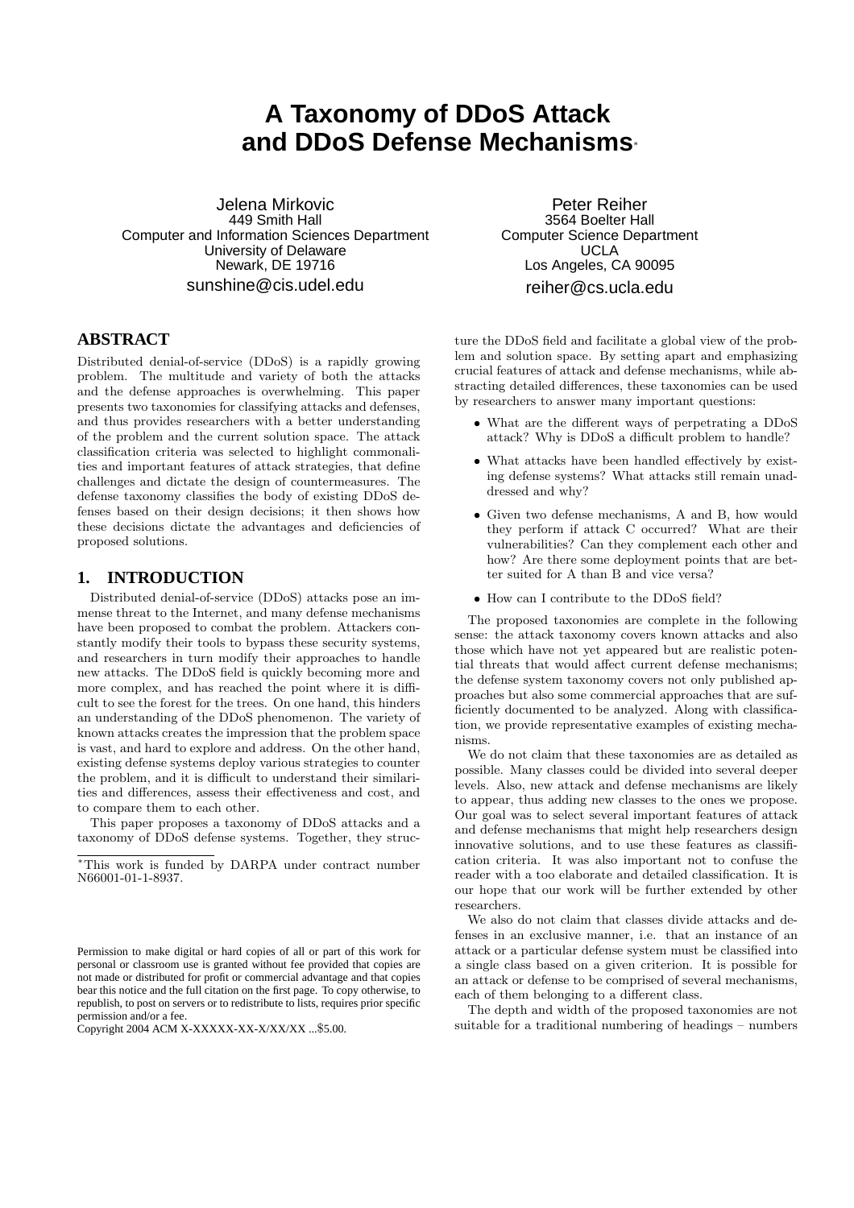# A Taxonomy of DDoS Attack and DDoS Defense Mechanisms*

Jelena Mirkovic
449 Smith Hall
Computer and Information Sciences Department
University of Delaware
Newark, DE 19716
sunshine@cis.udel.edu

Peter Reiher
3564 Boelter Hall
Computer Science Department
UCLA
Los Angeles, CA 90095
reiher@cs.ucla.edu

## ABSTRACT

Distributed denial-of-service (DDoS) is a rapidly growing problem. The multitude and variety of both the attacks and the defense approaches is overwhelming. This paper presents two taxonomies for classifying attacks and defenses, and thus provides researchers with a better understanding of the problem and the current solution space. The attack classification criteria was selected to highlight commonalities and important features of attack strategies, that define challenges and dictate the design of countermeasures. The defense taxonomy classifies the body of existing DDoS defenses based on their design decisions; it then shows how these decisions dictate the advantages and deficiencies of proposed solutions.

## 1. INTRODUCTION

Distributed denial-of-service (DDoS) attacks pose an immense threat to the Internet, and many defense mechanisms have been proposed to combat the problem. Attackers constantly modify their tools to bypass these security systems, and researchers in turn modify their approaches to handle new attacks. The DDoS field is quickly becoming more and more complex, and has reached the point where it is difficult to see the forest for the trees. On one hand, this hinders an understanding of the DDoS phenomenon. The variety of known attacks creates the impression that the problem space is vast, and hard to explore and address. On the other hand, existing defense systems deploy various strategies to counter the problem, and it is difficult to understand their similarities and differences, assess their effectiveness and cost, and to compare them to each other.

This paper proposes a taxonomy of DDoS attacks and a taxonomy of DDoS defense systems. Together, they structure the DDoS field and facilitate a global view of the problem and solution space. By setting apart and emphasizing crucial features of attack and defense mechanisms, while abstracting detailed differences, these taxonomies can be used by researchers to answer many important questions:

- What are the different ways of perpetrating a DDoS attack? Why is DDoS a difficult problem to handle?
- What attacks have been handled effectively by existing defense systems? What attacks still remain unaddressed and why?
- Given two defense mechanisms, A and B, how would they perform if attack C occurred? What are their vulnerabilities? Can they complement each other and how? Are there some deployment points that are better suited for A than B and vice versa?
- How can I contribute to the DDoS field?

The proposed taxonomies are complete in the following sense: the attack taxonomy covers known attacks and also those which have not yet appeared but are realistic potential threats that would affect current defense mechanisms; the defense system taxonomy covers not only published approaches but also some commercial approaches that are sufficiently documented to be analyzed. Along with classification, we provide representative examples of existing mechanisms.

We do not claim that these taxonomies are as detailed as possible. Many classes could be divided into several deeper levels. Also, new attack and defense mechanisms are likely to appear, thus adding new classes to the ones we propose. Our goal was to select several important features of attack and defense mechanisms that might help researchers design innovative solutions, and to use these features as classification criteria. It was also important not to confuse the reader with a too elaborate and detailed classification. It is our hope that our work will be further extended by other researchers.

We also do not claim that classes divide attacks and defenses in an exclusive manner, i.e. that an instance of an attack or a particular defense system must be classified into a single class based on a given criterion. It is possible for an attack or defense to be comprised of several mechanisms, each of them belonging to a different class.

The depth and width of the proposed taxonomies are not suitable for a traditional numbering of headings – numbers

*This work is funded by DARPA under contract number N66001-01-1-8937.

Permission to make digital or hard copies of all or part of this work for personal or classroom use is granted without fee provided that copies are not made or distributed for profit or commercial advantage and that copies bear this notice and the full citation on the first page. To copy otherwise, to republish, to post on servers or to redistribute to lists, requires prior specific permission and/or a fee.
Copyright 2004 ACM X-XXXXX-XX-X/XX/XX ...$5.00.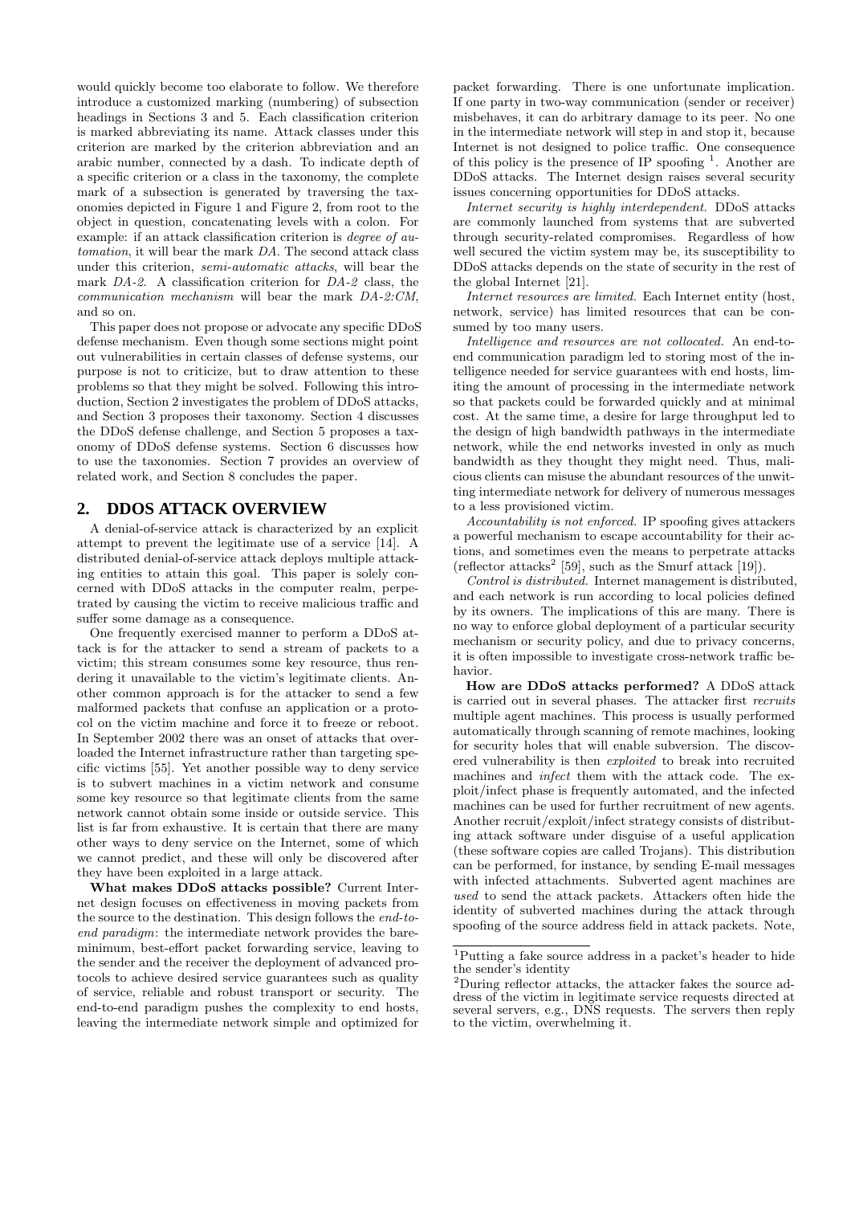would quickly become too elaborate to follow. We therefore introduce a customized marking (numbering) of subsection headings in Sections 3 and 5. Each classification criterion is marked abbreviating its name. Attack classes under this criterion are marked by the criterion abbreviation and an arabic number, connected by a dash. To indicate depth of a specific criterion or a class in the taxonomy, the complete mark of a subsection is generated by traversing the taxonomies depicted in Figure 1 and Figure 2, from root to the object in question, concatenating levels with a colon. For example: if an attack classification criterion is *degree of automation*, it will bear the mark *DA*. The second attack class under this criterion, *semi-automatic attacks*, will bear the mark *DA-2*. A classification criterion for *DA-2* class, the *communication mechanism* will bear the mark *DA-2:CM*, and so on.

This paper does not propose or advocate any specific DDoS defense mechanism. Even though some sections might point out vulnerabilities in certain classes of defense systems, our purpose is not to criticize, but to draw attention to these problems so that they might be solved. Following this introduction, Section 2 investigates the problem of DDoS attacks, and Section 3 proposes their taxonomy. Section 4 discusses the DDoS defense challenge, and Section 5 proposes a taxonomy of DDoS defense systems. Section 6 discusses how to use the taxonomies. Section 7 provides an overview of related work, and Section 8 concludes the paper.

## 2. DDOS ATTACK OVERVIEW

A denial-of-service attack is characterized by an explicit attempt to prevent the legitimate use of a service [14]. A distributed denial-of-service attack deploys multiple attacking entities to attain this goal. This paper is solely concerned with DDoS attacks in the computer realm, perpetrated by causing the victim to receive malicious traffic and suffer some damage as a consequence.

One frequently exercised manner to perform a DDoS attack is for the attacker to send a stream of packets to a victim; this stream consumes some key resource, thus rendering it unavailable to the victim's legitimate clients. Another common approach is for the attacker to send a few malformed packets that confuse an application or a protocol on the victim machine and force it to freeze or reboot. In September 2002 there was an onset of attacks that overloaded the Internet infrastructure rather than targeting specific victims [55]. Yet another possible way to deny service is to subvert machines in a victim network and consume some key resource so that legitimate clients from the same network cannot obtain some inside or outside service. This list is far from exhaustive. It is certain that there are many other ways to deny service on the Internet, some of which we cannot predict, and these will only be discovered after they have been exploited in a large attack.

**What makes DDoS attacks possible?** Current Internet design focuses on effectiveness in moving packets from the source to the destination. This design follows the *end-to-end paradigm*: the intermediate network provides the bare-minimum, best-effort packet forwarding service, leaving to the sender and the receiver the deployment of advanced protocols to achieve desired service guarantees such as quality of service, reliable and robust transport or security. The end-to-end paradigm pushes the complexity to end hosts, leaving the intermediate network simple and optimized for packet forwarding. There is one unfortunate implication. If one party in two-way communication (sender or receiver) misbehaves, it can do arbitrary damage to its peer. No one in the intermediate network will step in and stop it, because Internet is not designed to police traffic. One consequence of this policy is the presence of IP spoofing [1]. Another are DDoS attacks. The Internet design raises several security issues concerning opportunities for DDoS attacks.

*Internet security is highly interdependent.* DDoS attacks are commonly launched from systems that are subverted through security-related compromises. Regardless of how well secured the victim system may be, its susceptibility to DDoS attacks depends on the state of security in the rest of the global Internet [21].

*Internet resources are limited.* Each Internet entity (host, network, service) has limited resources that can be consumed by too many users.

*Intelligence and resources are not collocated.* An end-to-end communication paradigm led to storing most of the intelligence needed for service guarantees with end hosts, limiting the amount of processing in the intermediate network so that packets could be forwarded quickly and at minimal cost. At the same time, a desire for large throughput led to the design of high bandwidth pathways in the intermediate network, while the end networks invested in only as much bandwidth as they thought they might need. Thus, malicious clients can misuse the abundant resources of the unwitting intermediate network for delivery of numerous messages to a less provisioned victim.

*Accountability is not enforced.* IP spoofing gives attackers a powerful mechanism to escape accountability for their actions, and sometimes even the means to perpetrate attacks (reflector attacks[2] [59], such as the Smurf attack [19]).

*Control is distributed.* Internet management is distributed, and each network is run according to local policies defined by its owners. The implications of this are many. There is no way to enforce global deployment of a particular security mechanism or security policy, and due to privacy concerns, it is often impossible to investigate cross-network traffic behavior.

**How are DDoS attacks performed?** A DDoS attack is carried out in several phases. The attacker first *recruits* multiple agent machines. This process is usually performed automatically through scanning of remote machines, looking for security holes that will enable subversion. The discovered vulnerability is then *exploited* to break into recruited machines and *infect* them with the attack code. The exploit/infect phase is frequently automated, and the infected machines can be used for further recruitment of new agents. Another recruit/exploit/infect strategy consists of distributing attack software under disguise of a useful application (these software copies are called Trojans). This distribution can be performed, for instance, by sending E-mail messages with infected attachments. Subverted agent machines are *used* to send the attack packets. Attackers often hide the identity of subverted machines during the attack through spoofing of the source address field in attack packets. Note,

[1] Putting a fake source address in a packet's header to hide the sender's identity

[2] During reflector attacks, the attacker fakes the source address of the victim in legitimate service requests directed at several servers, e.g., DNS requests. The servers then reply to the victim, overwhelming it.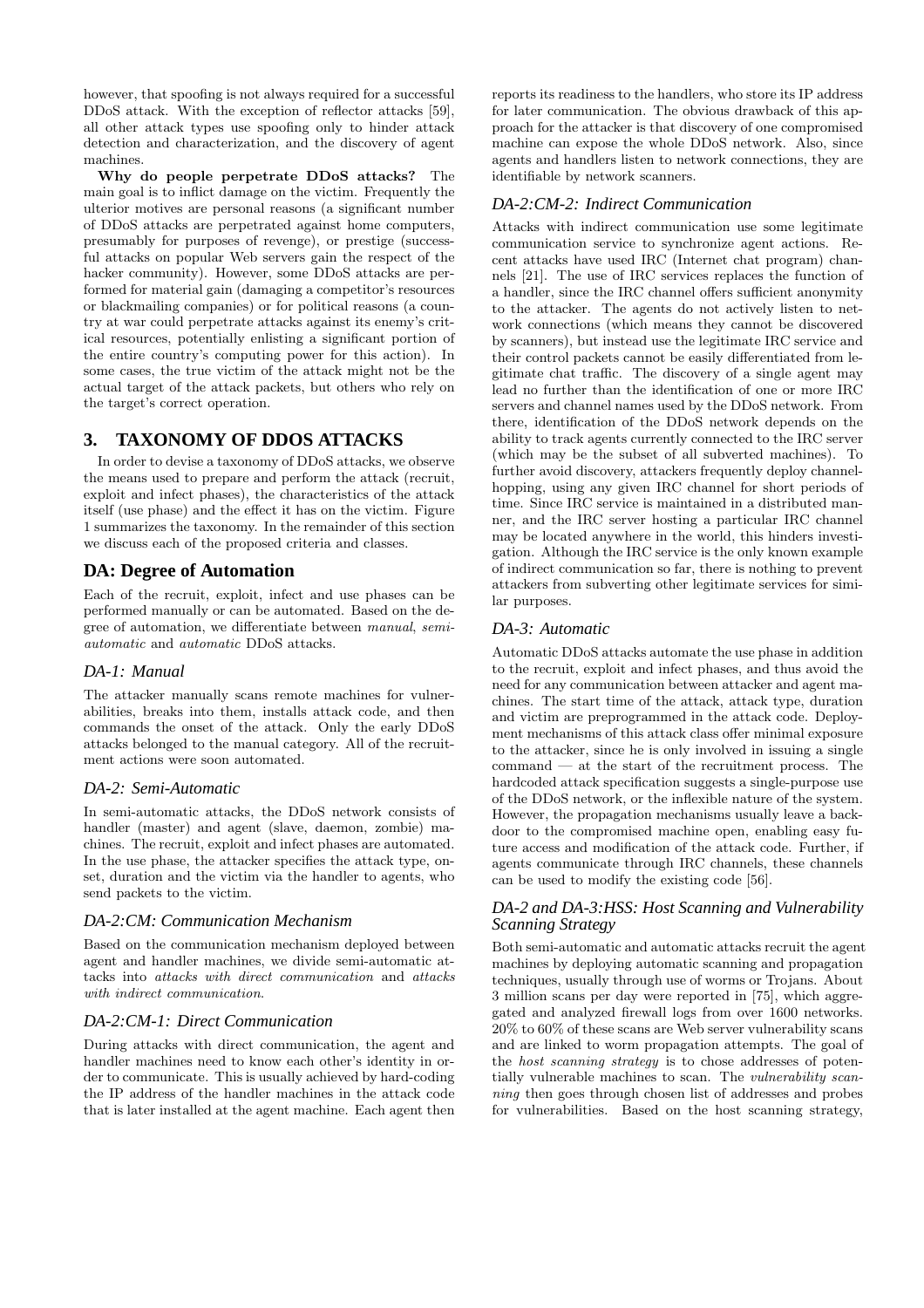however, that spoofing is not always required for a successful DDoS attack. With the exception of reflector attacks [59], all other attack types use spoofing only to hinder attack detection and characterization, and the discovery of agent machines.

**Why do people perpetrate DDoS attacks?** The main goal is to inflict damage on the victim. Frequently the ulterior motives are personal reasons (a significant number of DDoS attacks are perpetrated against home computers, presumably for purposes of revenge), or prestige (successful attacks on popular Web servers gain the respect of the hacker community). However, some DDoS attacks are performed for material gain (damaging a competitor's resources or blackmailing companies) or for political reasons (a country at war could perpetrate attacks against its enemy's critical resources, potentially enlisting a significant portion of the entire country's computing power for this action). In some cases, the true victim of the attack might not be the actual target of the attack packets, but others who rely on the target's correct operation.

## 3. TAXONOMY OF DDOS ATTACKS

In order to devise a taxonomy of DDoS attacks, we observe the means used to prepare and perform the attack (recruit, exploit and infect phases), the characteristics of the attack itself (use phase) and the effect it has on the victim. Figure 1 summarizes the taxonomy. In the remainder of this section we discuss each of the proposed criteria and classes.

### DA: Degree of Automation

Each of the recruit, exploit, infect and use phases can be performed manually or can be automated. Based on the degree of automation, we differentiate between *manual*, *semi-automatic* and *automatic* DDoS attacks.

#### DA-1: Manual

The attacker manually scans remote machines for vulnerabilities, breaks into them, installs attack code, and then commands the onset of the attack. Only the early DDoS attacks belonged to the manual category. All of the recruitment actions were soon automated.

#### DA-2: Semi-Automatic

In semi-automatic attacks, the DDoS network consists of handler (master) and agent (slave, daemon, zombie) machines. The recruit, exploit and infect phases are automated. In the use phase, the attacker specifies the attack type, onset, duration and the victim via the handler to agents, who send packets to the victim.

#### DA-2:CM: Communication Mechanism

Based on the communication mechanism deployed between agent and handler machines, we divide semi-automatic attacks into *attacks with direct communication* and *attacks with indirect communication*.

#### DA-2:CM-1: Direct Communication

During attacks with direct communication, the agent and handler machines need to know each other's identity in order to communicate. This is usually achieved by hard-coding the IP address of the handler machines in the attack code that is later installed at the agent machine. Each agent then reports its readiness to the handlers, who store its IP address for later communication. The obvious drawback of this approach for the attacker is that discovery of one compromised machine can expose the whole DDoS network. Also, since agents and handlers listen to network connections, they are identifiable by network scanners.

#### DA-2:CM-2: Indirect Communication

Attacks with indirect communication use some legitimate communication service to synchronize agent actions. Recent attacks have used IRC (Internet chat program) channels [21]. The use of IRC services replaces the function of a handler, since the IRC channel offers sufficient anonymity to the attacker. The agents do not actively listen to network connections (which means they cannot be discovered by scanners), but instead use the legitimate IRC service and their control packets cannot be easily differentiated from legitimate chat traffic. The discovery of a single agent may lead no further than the identification of one or more IRC servers and channel names used by the DDoS network. From there, identification of the DDoS network depends on the ability to track agents currently connected to the IRC server (which may be the subset of all subverted machines). To further avoid discovery, attackers frequently deploy channel-hopping, using any given IRC channel for short periods of time. Since IRC service is maintained in a distributed manner, and the IRC server hosting a particular IRC channel may be located anywhere in the world, this hinders investigation. Although the IRC service is the only known example of indirect communication so far, there is nothing to prevent attackers from subverting other legitimate services for similar purposes.

#### DA-3: Automatic

Automatic DDoS attacks automate the use phase in addition to the recruit, exploit and infect phases, and thus avoid the need for any communication between attacker and agent machines. The start time of the attack, attack type, duration and victim are preprogrammed in the attack code. Deployment mechanisms of this attack class offer minimal exposure to the attacker, since he is only involved in issuing a single command — at the start of the recruitment process. The hardcoded attack specification suggests a single-purpose use of the DDoS network, or the inflexible nature of the system. However, the propagation mechanisms usually leave a backdoor to the compromised machine open, enabling easy future access and modification of the attack code. Further, if agents communicate through IRC channels, these channels can be used to modify the existing code [56].

#### DA-2 and DA-3:HSS: Host Scanning and Vulnerability Scanning Strategy

Both semi-automatic and automatic attacks recruit the agent machines by deploying automatic scanning and propagation techniques, usually through use of worms or Trojans. About 3 million scans per day were reported in [75], which aggregated and analyzed firewall logs from over 1600 networks. 20% to 60% of these scans are Web server vulnerability scans and are linked to worm propagation attempts. The goal of the *host scanning strategy* is to chose addresses of potentially vulnerable machines to scan. The *vulnerability scanning* then goes through chosen list of addresses and probes for vulnerabilities. Based on the host scanning strategy,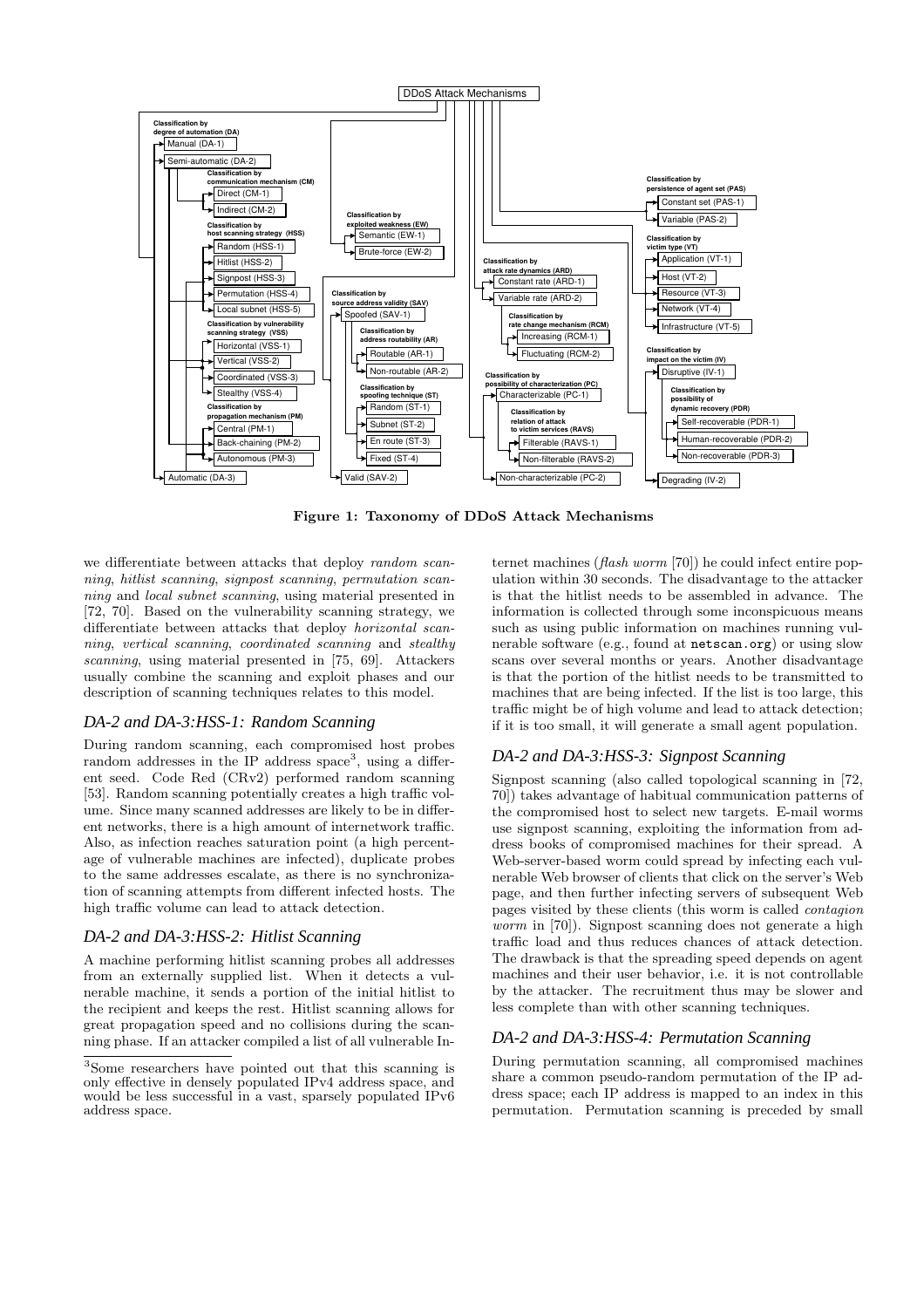**Figure 1: Taxonomy of DDoS Attack Mechanisms**

we differentiate between attacks that deploy *random scanning*, *hitlist scanning*, *signpost scanning*, *permutation scanning* and *local subnet scanning*, using material presented in [72, 70]. Based on the vulnerability scanning strategy, we differentiate between attacks that deploy *horizontal scanning*, *vertical scanning*, *coordinated scanning* and *stealthy scanning*, using material presented in [75, 69]. Attackers usually combine the scanning and exploit phases and our description of scanning techniques relates to this model.

### DA-2 and DA-3:HSS-1: Random Scanning

During random scanning, each compromised host probes random addresses in the IP address space[3], using a different seed. Code Red (CRv2) performed random scanning [53]. Random scanning potentially creates a high traffic volume. Since many scanned addresses are likely to be in different networks, there is a high amount of internetwork traffic. Also, as infection reaches saturation point (a high percentage of vulnerable machines are infected), duplicate probes to the same addresses escalate, as there is no synchronization of scanning attempts from different infected hosts. The high traffic volume can lead to attack detection.

### DA-2 and DA-3:HSS-2: Hitlist Scanning

A machine performing hitlist scanning probes all addresses from an externally supplied list. When it detects a vulnerable machine, it sends a portion of the initial hitlist to the recipient and keeps the rest. Hitlist scanning allows for great propagation speed and no collisions during the scanning phase. If an attacker compiled a list of all vulnerable Internet machines (*flash worm* [70]) he could infect entire population within 30 seconds. The disadvantage to the attacker is that the hitlist needs to be assembled in advance. The information is collected through some inconspicuous means such as using public information on machines running vulnerable software (e.g., found at `netscan.org`) or using slow scans over several months or years. Another disadvantage is that the portion of the hitlist needs to be transmitted to machines that are being infected. If the list is too large, this traffic might be of high volume and lead to attack detection; if it is too small, it will generate a small agent population.

### DA-2 and DA-3:HSS-3: Signpost Scanning

Signpost scanning (also called topological scanning in [72, 70]) takes advantage of habitual communication patterns of the compromised host to select new targets. E-mail worms use signpost scanning, exploiting the information from address books of compromised machines for their spread. A Web-server-based worm could spread by infecting each vulnerable Web browser of clients that click on the server's Web page, and then further infecting servers of subsequent Web pages visited by these clients (this worm is called *contagion worm* in [70]). Signpost scanning does not generate a high traffic load and thus reduces chances of attack detection. The drawback is that the spreading speed depends on agent machines and their user behavior, i.e. it is not controllable by the attacker. The recruitment thus may be slower and less complete than with other scanning techniques.

### DA-2 and DA-3:HSS-4: Permutation Scanning

During permutation scanning, all compromised machines share a common pseudo-random permutation of the IP address space; each IP address is mapped to an index in this permutation. Permutation scanning is preceded by small

[3] Some researchers have pointed out that this scanning is only effective in densely populated IPv4 address space, and would be less successful in a vast, sparsely populated IPv6 address space.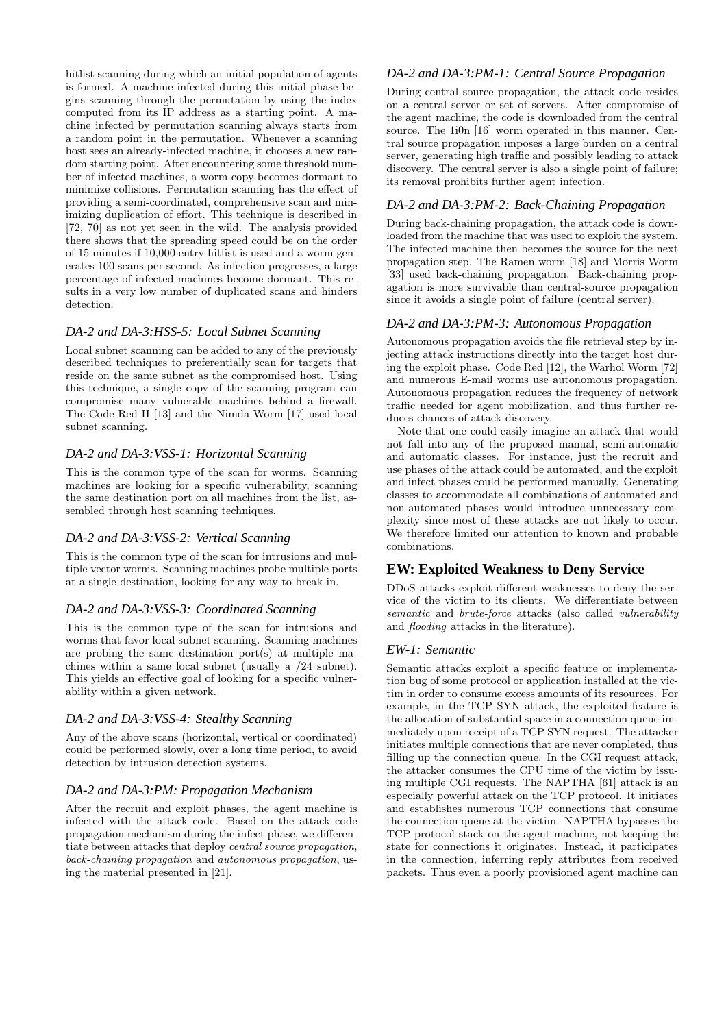hitlist scanning during which an initial population of agents is formed. A machine infected during this initial phase begins scanning through the permutation by using the index computed from its IP address as a starting point. A machine infected by permutation scanning always starts from a random point in the permutation. Whenever a scanning host sees an already-infected machine, it chooses a new random starting point. After encountering some threshold number of infected machines, a worm copy becomes dormant to minimize collisions. Permutation scanning has the effect of providing a semi-coordinated, comprehensive scan and minimizing duplication of effort. This technique is described in [72, 70] as not yet seen in the wild. The analysis provided there shows that the spreading speed could be on the order of 15 minutes if 10,000 entry hitlist is used and a worm generates 100 scans per second. As infection progresses, a large percentage of infected machines become dormant. This results in a very low number of duplicated scans and hinders detection.

### DA-2 and DA-3:HSS-5: Local Subnet Scanning

Local subnet scanning can be added to any of the previously described techniques to preferentially scan for targets that reside on the same subnet as the compromised host. Using this technique, a single copy of the scanning program can compromise many vulnerable machines behind a firewall. The Code Red II [13] and the Nimda Worm [17] used local subnet scanning.

### DA-2 and DA-3:VSS-1: Horizontal Scanning

This is the common type of the scan for worms. Scanning machines are looking for a specific vulnerability, scanning the same destination port on all machines from the list, assembled through host scanning techniques.

### DA-2 and DA-3:VSS-2: Vertical Scanning

This is the common type of the scan for intrusions and multiple vector worms. Scanning machines probe multiple ports at a single destination, looking for any way to break in.

### DA-2 and DA-3:VSS-3: Coordinated Scanning

This is the common type of the scan for intrusions and worms that favor local subnet scanning. Scanning machines are probing the same destination port(s) at multiple machines within a same local subnet (usually a /24 subnet). This yields an effective goal of looking for a specific vulnerability within a given network.

### DA-2 and DA-3:VSS-4: Stealthy Scanning

Any of the above scans (horizontal, vertical or coordinated) could be performed slowly, over a long time period, to avoid detection by intrusion detection systems.

### DA-2 and DA-3:PM: Propagation Mechanism

After the recruit and exploit phases, the agent machine is infected with the attack code. Based on the attack code propagation mechanism during the infect phase, we differentiate between attacks that deploy *central source propagation*, *back-chaining propagation* and *autonomous propagation*, using the material presented in [21].

### DA-2 and DA-3:PM-1: Central Source Propagation

During central source propagation, the attack code resides on a central server or set of servers. After compromise of the agent machine, the code is downloaded from the central source. The 1i0n [16] worm operated in this manner. Central source propagation imposes a large burden on a central server, generating high traffic and possibly leading to attack discovery. The central server is also a single point of failure; its removal prohibits further agent infection.

### DA-2 and DA-3:PM-2: Back-Chaining Propagation

During back-chaining propagation, the attack code is downloaded from the machine that was used to exploit the system. The infected machine then becomes the source for the next propagation step. The Ramen worm [18] and Morris Worm [33] used back-chaining propagation. Back-chaining propagation is more survivable than central-source propagation since it avoids a single point of failure (central server).

### DA-2 and DA-3:PM-3: Autonomous Propagation

Autonomous propagation avoids the file retrieval step by injecting attack instructions directly into the target host during the exploit phase. Code Red [12], the Warhol Worm [72] and numerous E-mail worms use autonomous propagation. Autonomous propagation reduces the frequency of network traffic needed for agent mobilization, and thus further reduces chances of attack discovery.

Note that one could easily imagine an attack that would not fall into any of the proposed manual, semi-automatic and automatic classes. For instance, just the recruit and use phases of the attack could be automated, and the exploit and infect phases could be performed manually. Generating classes to accommodate all combinations of automated and non-automated phases would introduce unnecessary complexity since most of these attacks are not likely to occur. We therefore limited our attention to known and probable combinations.

## EW: Exploited Weakness to Deny Service

DDoS attacks exploit different weaknesses to deny the service of the victim to its clients. We differentiate between *semantic* and *brute-force* attacks (also called *vulnerability* and *flooding* attacks in the literature).

### EW-1: Semantic

Semantic attacks exploit a specific feature or implementation bug of some protocol or application installed at the victim in order to consume excess amounts of its resources. For example, in the TCP SYN attack, the exploited feature is the allocation of substantial space in a connection queue immediately upon receipt of a TCP SYN request. The attacker initiates multiple connections that are never completed, thus filling up the connection queue. In the CGI request attack, the attacker consumes the CPU time of the victim by issuing multiple CGI requests. The NAPTHA [61] attack is an especially powerful attack on the TCP protocol. It initiates and establishes numerous TCP connections that consume the connection queue at the victim. NAPTHA bypasses the TCP protocol stack on the agent machine, not keeping the state for connections it originates. Instead, it participates in the connection, inferring reply attributes from received packets. Thus even a poorly provisioned agent machine can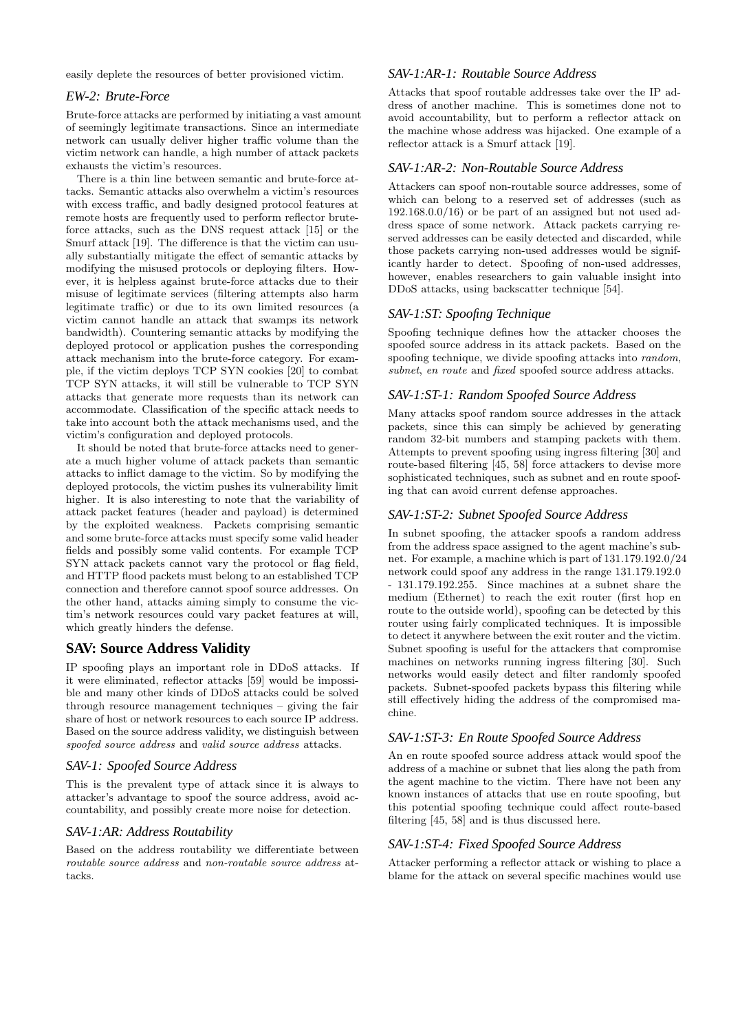easily deplete the resources of better provisioned victim.

### *EW-2: Brute-Force*

Brute-force attacks are performed by initiating a vast amount of seemingly legitimate transactions. Since an intermediate network can usually deliver higher traffic volume than the victim network can handle, a high number of attack packets exhausts the victim's resources.

There is a thin line between semantic and brute-force attacks. Semantic attacks also overwhelm a victim's resources with excess traffic, and badly designed protocol features at remote hosts are frequently used to perform reflector brute-force attacks, such as the DNS request attack [15] or the Smurf attack [19]. The difference is that the victim can usually substantially mitigate the effect of semantic attacks by modifying the misused protocols or deploying filters. However, it is helpless against brute-force attacks due to their misuse of legitimate services (filtering attempts also harm legitimate traffic) or due to its own limited resources (a victim cannot handle an attack that swamps its network bandwidth). Countering semantic attacks by modifying the deployed protocol or application pushes the corresponding attack mechanism into the brute-force category. For example, if the victim deploys TCP SYN cookies [20] to combat TCP SYN attacks, it will still be vulnerable to TCP SYN attacks that generate more requests than its network can accommodate. Classification of the specific attack needs to take into account both the attack mechanisms used, and the victim's configuration and deployed protocols.

It should be noted that brute-force attacks need to generate a much higher volume of attack packets than semantic attacks to inflict damage to the victim. So by modifying the deployed protocols, the victim pushes its vulnerability limit higher. It is also interesting to note that the variability of attack packet features (header and payload) is determined by the exploited weakness. Packets comprising semantic and some brute-force attacks must specify some valid header fields and possibly some valid contents. For example TCP SYN attack packets cannot vary the protocol or flag field, and HTTP flood packets must belong to an established TCP connection and therefore cannot spoof source addresses. On the other hand, attacks aiming simply to consume the victim's network resources could vary packet features at will, which greatly hinders the defense.

## SAV: Source Address Validity

IP spoofing plays an important role in DDoS attacks. If it were eliminated, reflector attacks [59] would be impossible and many other kinds of DDoS attacks could be solved through resource management techniques – giving the fair share of host or network resources to each source IP address. Based on the source address validity, we distinguish between *spoofed source address* and *valid source address* attacks.

### *SAV-1: Spoofed Source Address*

This is the prevalent type of attack since it is always to attacker's advantage to spoof the source address, avoid accountability, and possibly create more noise for detection.

### *SAV-1:AR: Address Routability*

Based on the address routability we differentiate between *routable source address* and *non-routable source address* attacks.

### *SAV-1:AR-1: Routable Source Address*

Attacks that spoof routable addresses take over the IP address of another machine. This is sometimes done not to avoid accountability, but to perform a reflector attack on the machine whose address was hijacked. One example of a reflector attack is a Smurf attack [19].

### *SAV-1:AR-2: Non-Routable Source Address*

Attackers can spoof non-routable source addresses, some of which can belong to a reserved set of addresses (such as 192.168.0.0/16) or be part of an assigned but not used address space of some network. Attack packets carrying reserved addresses can be easily detected and discarded, while those packets carrying non-used addresses would be significantly harder to detect. Spoofing of non-used addresses, however, enables researchers to gain valuable insight into DDoS attacks, using backscatter technique [54].

### *SAV-1:ST: Spoofing Technique*

Spoofing technique defines how the attacker chooses the spoofed source address in its attack packets. Based on the spoofing technique, we divide spoofing attacks into *random*, *subnet*, *en route* and *fixed* spoofed source address attacks.

### *SAV-1:ST-1: Random Spoofed Source Address*

Many attacks spoof random source addresses in the attack packets, since this can simply be achieved by generating random 32-bit numbers and stamping packets with them. Attempts to prevent spoofing using ingress filtering [30] and route-based filtering [45, 58] force attackers to devise more sophisticated techniques, such as subnet and en route spoofing that can avoid current defense approaches.

### *SAV-1:ST-2: Subnet Spoofed Source Address*

In subnet spoofing, the attacker spoofs a random address from the address space assigned to the agent machine's subnet. For example, a machine which is part of 131.179.192.0/24 network could spoof any address in the range 131.179.192.0 - 131.179.192.255. Since machines at a subnet share the medium (Ethernet) to reach the exit router (first hop en route to the outside world), spoofing can be detected by this router using fairly complicated techniques. It is impossible to detect it anywhere between the exit router and the victim. Subnet spoofing is useful for the attackers that compromise machines on networks running ingress filtering [30]. Such networks would easily detect and filter randomly spoofed packets. Subnet-spoofed packets bypass this filtering while still effectively hiding the address of the compromised machine.

### *SAV-1:ST-3: En Route Spoofed Source Address*

An en route spoofed source address attack would spoof the address of a machine or subnet that lies along the path from the agent machine to the victim. There have not been any known instances of attacks that use en route spoofing, but this potential spoofing technique could affect route-based filtering [45, 58] and is thus discussed here.

### *SAV-1:ST-4: Fixed Spoofed Source Address*

Attacker performing a reflector attack or wishing to place a blame for the attack on several specific machines would use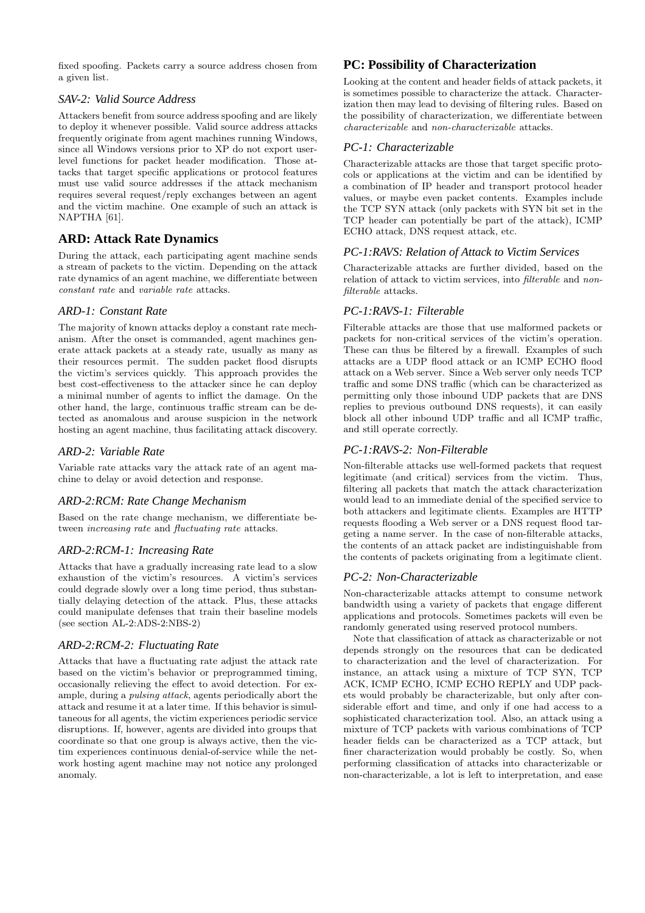fixed spoofing. Packets carry a source address chosen from a given list.

### *SAV-2: Valid Source Address*

Attackers benefit from source address spoofing and are likely to deploy it whenever possible. Valid source address attacks frequently originate from agent machines running Windows, since all Windows versions prior to XP do not export user-level functions for packet header modification. Those attacks that target specific applications or protocol features must use valid source addresses if the attack mechanism requires several request/reply exchanges between an agent and the victim machine. One example of such an attack is NAPTHA [61].

## ARD: Attack Rate Dynamics

During the attack, each participating agent machine sends a stream of packets to the victim. Depending on the attack rate dynamics of an agent machine, we differentiate between *constant rate* and *variable rate* attacks.

### *ARD-1: Constant Rate*

The majority of known attacks deploy a constant rate mechanism. After the onset is commanded, agent machines generate attack packets at a steady rate, usually as many as their resources permit. The sudden packet flood disrupts the victim's services quickly. This approach provides the best cost-effectiveness to the attacker since he can deploy a minimal number of agents to inflict the damage. On the other hand, the large, continuous traffic stream can be detected as anomalous and arouse suspicion in the network hosting an agent machine, thus facilitating attack discovery.

### *ARD-2: Variable Rate*

Variable rate attacks vary the attack rate of an agent machine to delay or avoid detection and response.

### *ARD-2:RCM: Rate Change Mechanism*

Based on the rate change mechanism, we differentiate between *increasing rate* and *fluctuating rate* attacks.

### *ARD-2:RCM-1: Increasing Rate*

Attacks that have a gradually increasing rate lead to a slow exhaustion of the victim's resources. A victim's services could degrade slowly over a long time period, thus substantially delaying detection of the attack. Plus, these attacks could manipulate defenses that train their baseline models (see section AL-2:ADS-2:NBS-2)

### *ARD-2:RCM-2: Fluctuating Rate*

Attacks that have a fluctuating rate adjust the attack rate based on the victim's behavior or preprogrammed timing, occasionally relieving the effect to avoid detection. For example, during a *pulsing attack*, agents periodically abort the attack and resume it at a later time. If this behavior is simultaneous for all agents, the victim experiences periodic service disruptions. If, however, agents are divided into groups that coordinate so that one group is always active, then the victim experiences continuous denial-of-service while the network hosting agent machine may not notice any prolonged anomaly.

## PC: Possibility of Characterization

Looking at the content and header fields of attack packets, it is sometimes possible to characterize the attack. Characterization then may lead to devising of filtering rules. Based on the possibility of characterization, we differentiate between *characterizable* and *non-characterizable* attacks.

### *PC-1: Characterizable*

Characterizable attacks are those that target specific protocols or applications at the victim and can be identified by a combination of IP header and transport protocol header values, or maybe even packet contents. Examples include the TCP SYN attack (only packets with SYN bit set in the TCP header can potentially be part of the attack), ICMP ECHO attack, DNS request attack, etc.

### *PC-1:RAVS: Relation of Attack to Victim Services*

Characterizable attacks are further divided, based on the relation of attack to victim services, into *filterable* and *non-filterable* attacks.

### *PC-1:RAVS-1: Filterable*

Filterable attacks are those that use malformed packets or packets for non-critical services of the victim's operation. These can thus be filtered by a firewall. Examples of such attacks are a UDP flood attack or an ICMP ECHO flood attack on a Web server. Since a Web server only needs TCP traffic and some DNS traffic (which can be characterized as permitting only those inbound UDP packets that are DNS replies to previous outbound DNS requests), it can easily block all other inbound UDP traffic and all ICMP traffic, and still operate correctly.

### *PC-1:RAVS-2: Non-Filterable*

Non-filterable attacks use well-formed packets that request legitimate (and critical) services from the victim. Thus, filtering all packets that match the attack characterization would lead to an immediate denial of the specified service to both attackers and legitimate clients. Examples are HTTP requests flooding a Web server or a DNS request flood targeting a name server. In the case of non-filterable attacks, the contents of an attack packet are indistinguishable from the contents of packets originating from a legitimate client.

### *PC-2: Non-Characterizable*

Non-characterizable attacks attempt to consume network bandwidth using a variety of packets that engage different applications and protocols. Sometimes packets will even be randomly generated using reserved protocol numbers.

Note that classification of attack as characterizable or not depends strongly on the resources that can be dedicated to characterization and the level of characterization. For instance, an attack using a mixture of TCP SYN, TCP ACK, ICMP ECHO, ICMP ECHO REPLY and UDP packets would probably be characterizable, but only after considerable effort and time, and only if one had access to a sophisticated characterization tool. Also, an attack using a mixture of TCP packets with various combinations of TCP header fields can be characterized as a TCP attack, but finer characterization would probably be costly. So, when performing classification of attacks into characterizable or non-characterizable, a lot is left to interpretation, and ease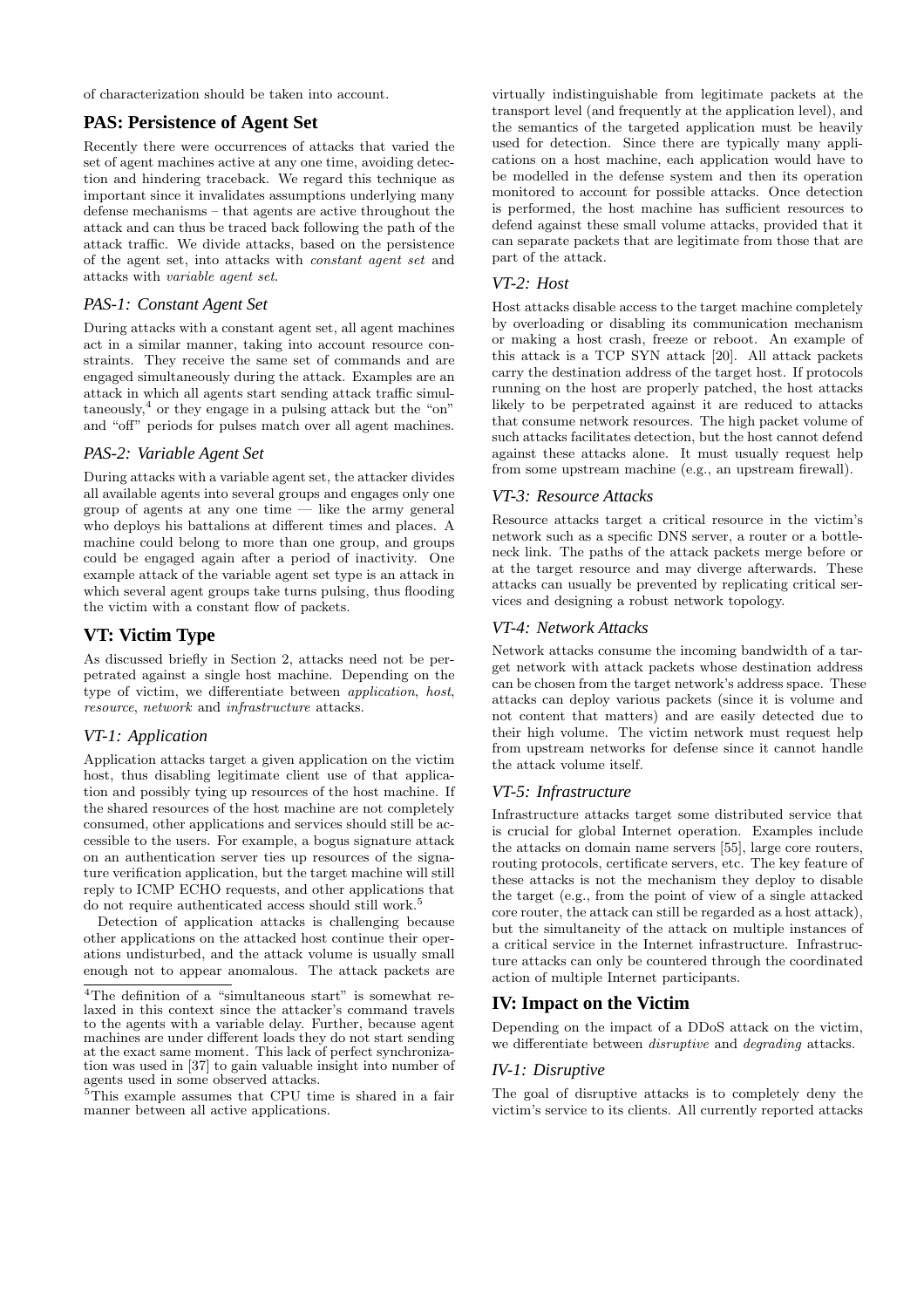of characterization should be taken into account.

## PAS: Persistence of Agent Set

Recently there were occurrences of attacks that varied the set of agent machines active at any one time, avoiding detection and hindering traceback. We regard this technique as important since it invalidates assumptions underlying many defense mechanisms – that agents are active throughout the attack and can thus be traced back following the path of the attack traffic. We divide attacks, based on the persistence of the agent set, into attacks with *constant agent set* and attacks with *variable agent set*.

### PAS-1: Constant Agent Set

During attacks with a constant agent set, all agent machines act in a similar manner, taking into account resource constraints. They receive the same set of commands and are engaged simultaneously during the attack. Examples are an attack in which all agents start sending attack traffic simultaneously,[4] or they engage in a pulsing attack but the "on" and "off" periods for pulses match over all agent machines.

### PAS-2: Variable Agent Set

During attacks with a variable agent set, the attacker divides all available agents into several groups and engages only one group of agents at any one time — like the army general who deploys his battalions at different times and places. A machine could belong to more than one group, and groups could be engaged again after a period of inactivity. One example attack of the variable agent set type is an attack in which several agent groups take turns pulsing, thus flooding the victim with a constant flow of packets.

## VT: Victim Type

As discussed briefly in Section 2, attacks need not be perpetrated against a single host machine. Depending on the type of victim, we differentiate between *application*, *host*, *resource*, *network* and *infrastructure* attacks.

### VT-1: Application

Application attacks target a given application on the victim host, thus disabling legitimate client use of that application and possibly tying up resources of the host machine. If the shared resources of the host machine are not completely consumed, other applications and services should still be accessible to the users. For example, a bogus signature attack on an authentication server ties up resources of the signature verification application, but the target machine will still reply to ICMP ECHO requests, and other applications that do not require authenticated access should still work.[5]

Detection of application attacks is challenging because other applications on the attacked host continue their operations undisturbed, and the attack volume is usually small enough not to appear anomalous. The attack packets are virtually indistinguishable from legitimate packets at the transport level (and frequently at the application level), and the semantics of the targeted application must be heavily used for detection. Since there are typically many applications on a host machine, each application would have to be modelled in the defense system and then its operation monitored to account for possible attacks. Once detection is performed, the host machine has sufficient resources to defend against these small volume attacks, provided that it can separate packets that are legitimate from those that are part of the attack.

### VT-2: Host

Host attacks disable access to the target machine completely by overloading or disabling its communication mechanism or making a host crash, freeze or reboot. An example of this attack is a TCP SYN attack [20]. All attack packets carry the destination address of the target host. If protocols running on the host are properly patched, the host attacks likely to be perpetrated against it are reduced to attacks that consume network resources. The high packet volume of such attacks facilitates detection, but the host cannot defend against these attacks alone. It must usually request help from some upstream machine (e.g., an upstream firewall).

### VT-3: Resource Attacks

Resource attacks target a critical resource in the victim's network such as a specific DNS server, a router or a bottleneck link. The paths of the attack packets merge before or at the target resource and may diverge afterwards. These attacks can usually be prevented by replicating critical services and designing a robust network topology.

### VT-4: Network Attacks

Network attacks consume the incoming bandwidth of a target network with attack packets whose destination address can be chosen from the target network's address space. These attacks can deploy various packets (since it is volume and not content that matters) and are easily detected due to their high volume. The victim network must request help from upstream networks for defense since it cannot handle the attack volume itself.

### VT-5: Infrastructure

Infrastructure attacks target some distributed service that is crucial for global Internet operation. Examples include the attacks on domain name servers [55], large core routers, routing protocols, certificate servers, etc. The key feature of these attacks is not the mechanism they deploy to disable the target (e.g., from the point of view of a single attacked core router, the attack can still be regarded as a host attack), but the simultaneity of the attack on multiple instances of a critical service in the Internet infrastructure. Infrastructure attacks can only be countered through the coordinated action of multiple Internet participants.

## IV: Impact on the Victim

Depending on the impact of a DDoS attack on the victim, we differentiate between *disruptive* and *degrading* attacks.

### IV-1: Disruptive

The goal of disruptive attacks is to completely deny the victim's service to its clients. All currently reported attacks

[4] The definition of a "simultaneous start" is somewhat relaxed in this context since the attacker's command travels to the agents with a variable delay. Further, because agent machines are under different loads they do not start sending at the exact same moment. This lack of perfect synchronization was used in [37] to gain valuable insight into number of agents used in some observed attacks.

[5] This example assumes that CPU time is shared in a fair manner between all active applications.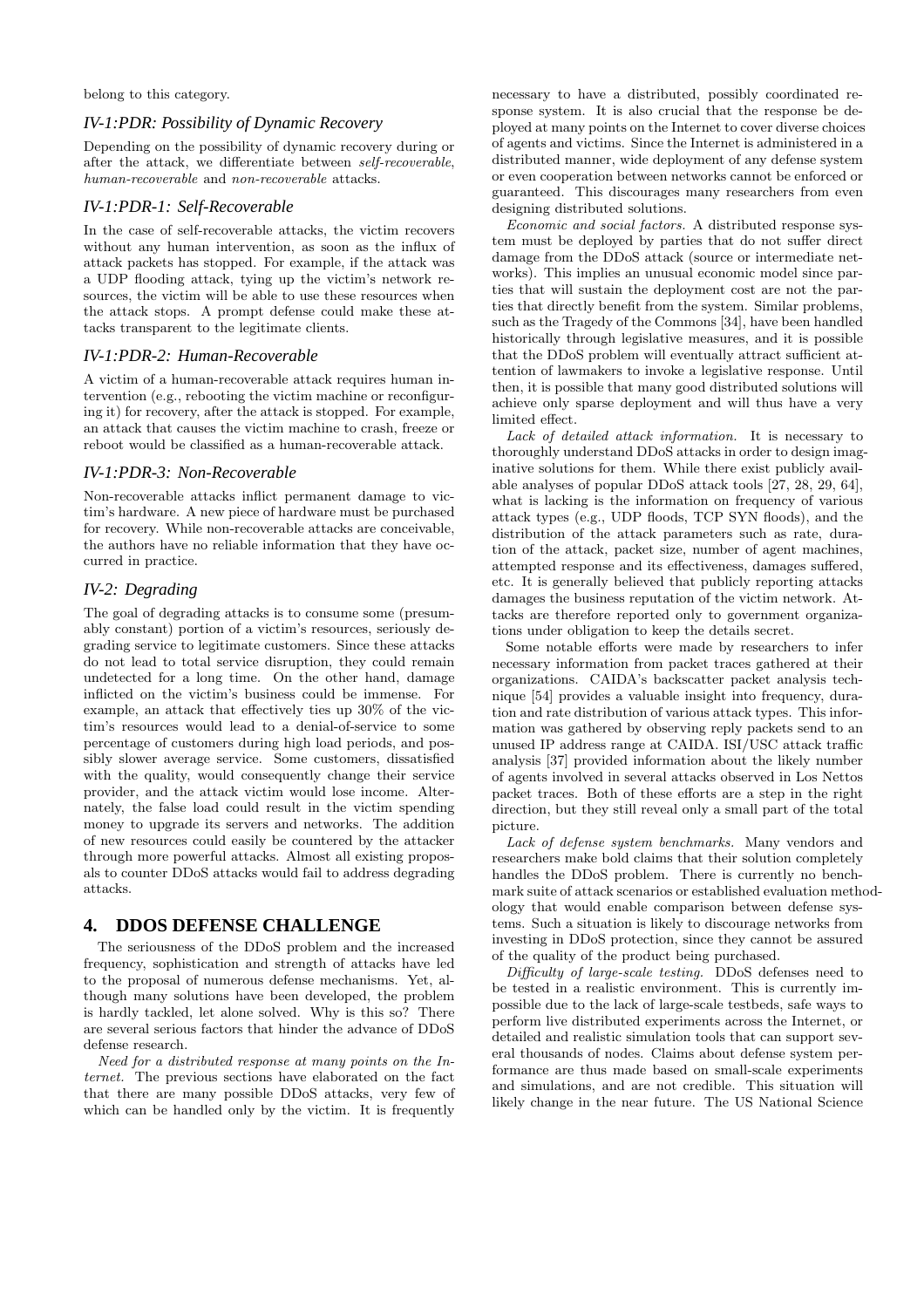belong to this category.

### IV-1:PDR: Possibility of Dynamic Recovery

Depending on the possibility of dynamic recovery during or after the attack, we differentiate between *self-recoverable*, *human-recoverable* and *non-recoverable* attacks.

### IV-1:PDR-1: Self-Recoverable

In the case of self-recoverable attacks, the victim recovers without any human intervention, as soon as the influx of attack packets has stopped. For example, if the attack was a UDP flooding attack, tying up the victim's network resources, the victim will be able to use these resources when the attack stops. A prompt defense could make these attacks transparent to the legitimate clients.

### IV-1:PDR-2: Human-Recoverable

A victim of a human-recoverable attack requires human intervention (e.g., rebooting the victim machine or reconfiguring it) for recovery, after the attack is stopped. For example, an attack that causes the victim machine to crash, freeze or reboot would be classified as a human-recoverable attack.

### IV-1:PDR-3: Non-Recoverable

Non-recoverable attacks inflict permanent damage to victim's hardware. A new piece of hardware must be purchased for recovery. While non-recoverable attacks are conceivable, the authors have no reliable information that they have occurred in practice.

### IV-2: Degrading

The goal of degrading attacks is to consume some (presumably constant) portion of a victim's resources, seriously degrading service to legitimate customers. Since these attacks do not lead to total service disruption, they could remain undetected for a long time. On the other hand, damage inflicted on the victim's business could be immense. For example, an attack that effectively ties up 30% of the victim's resources would lead to a denial-of-service to some percentage of customers during high load periods, and possibly slower average service. Some customers, dissatisfied with the quality, would consequently change their service provider, and the attack victim would lose income. Alternately, the false load could result in the victim spending money to upgrade its servers and networks. The addition of new resources could easily be countered by the attacker through more powerful attacks. Almost all existing proposals to counter DDoS attacks would fail to address degrading attacks.

## 4. DDOS DEFENSE CHALLENGE

The seriousness of the DDoS problem and the increased frequency, sophistication and strength of attacks have led to the proposal of numerous defense mechanisms. Yet, although many solutions have been developed, the problem is hardly tackled, let alone solved. Why is this so? There are several serious factors that hinder the advance of DDoS defense research.

*Need for a distributed response at many points on the Internet.* The previous sections have elaborated on the fact that there are many possible DDoS attacks, very few of which can be handled only by the victim. It is frequently necessary to have a distributed, possibly coordinated response system. It is also crucial that the response be deployed at many points on the Internet to cover diverse choices of agents and victims. Since the Internet is administered in a distributed manner, wide deployment of any defense system or even cooperation between networks cannot be enforced or guaranteed. This discourages many researchers from even designing distributed solutions.

*Economic and social factors.* A distributed response system must be deployed by parties that do not suffer direct damage from the DDoS attack (source or intermediate networks). This implies an unusual economic model since parties that will sustain the deployment cost are not the parties that directly benefit from the system. Similar problems, such as the Tragedy of the Commons [34], have been handled historically through legislative measures, and it is possible that the DDoS problem will eventually attract sufficient attention of lawmakers to invoke a legislative response. Until then, it is possible that many good distributed solutions will achieve only sparse deployment and will thus have a very limited effect.

*Lack of detailed attack information.* It is necessary to thoroughly understand DDoS attacks in order to design imaginative solutions for them. While there exist publicly available analyses of popular DDoS attack tools [27, 28, 29, 64], what is lacking is the information on frequency of various attack types (e.g., UDP floods, TCP SYN floods), and the distribution of the attack parameters such as rate, duration of the attack, packet size, number of agent machines, attempted response and its effectiveness, damages suffered, etc. It is generally believed that publicly reporting attacks damages the business reputation of the victim network. Attacks are therefore reported only to government organizations under obligation to keep the details secret.

Some notable efforts were made by researchers to infer necessary information from packet traces gathered at their organizations. CAIDA's backscatter packet analysis technique [54] provides a valuable insight into frequency, duration and rate distribution of various attack types. This information was gathered by observing reply packets send to an unused IP address range at CAIDA. ISI/USC attack traffic analysis [37] provided information about the likely number of agents involved in several attacks observed in Los Nettos packet traces. Both of these efforts are a step in the right direction, but they still reveal only a small part of the total picture.

*Lack of defense system benchmarks.* Many vendors and researchers make bold claims that their solution completely handles the DDoS problem. There is currently no benchmark suite of attack scenarios or established evaluation methodology that would enable comparison between defense systems. Such a situation is likely to discourage networks from investing in DDoS protection, since they cannot be assured of the quality of the product being purchased.

*Difficulty of large-scale testing.* DDoS defenses need to be tested in a realistic environment. This is currently impossible due to the lack of large-scale testbeds, safe ways to perform live distributed experiments across the Internet, or detailed and realistic simulation tools that can support several thousands of nodes. Claims about defense system performance are thus made based on small-scale experiments and simulations, and are not credible. This situation will likely change in the near future. The US National Science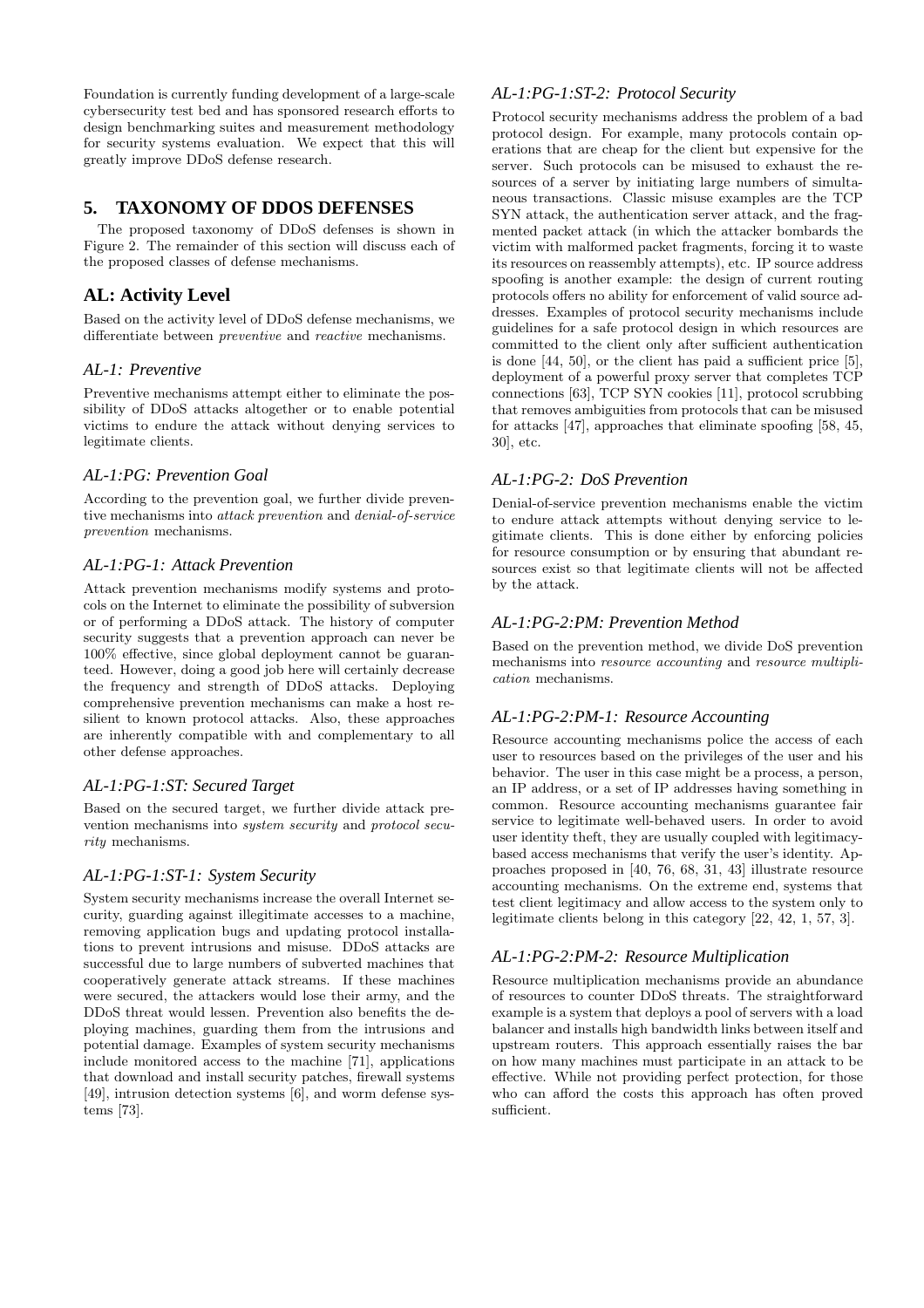Foundation is currently funding development of a large-scale cybersecurity test bed and has sponsored research efforts to design benchmarking suites and measurement methodology for security systems evaluation. We expect that this will greatly improve DDoS defense research.

## 5. TAXONOMY OF DDOS DEFENSES

The proposed taxonomy of DDoS defenses is shown in Figure 2. The remainder of this section will discuss each of the proposed classes of defense mechanisms.

## AL: Activity Level

Based on the activity level of DDoS defense mechanisms, we differentiate between *preventive* and *reactive* mechanisms.

### *AL-1: Preventive*

Preventive mechanisms attempt either to eliminate the possibility of DDoS attacks altogether or to enable potential victims to endure the attack without denying services to legitimate clients.

### *AL-1:PG: Prevention Goal*

According to the prevention goal, we further divide preventive mechanisms into *attack prevention* and *denial-of-service prevention* mechanisms.

### *AL-1:PG-1: Attack Prevention*

Attack prevention mechanisms modify systems and protocols on the Internet to eliminate the possibility of subversion or of performing a DDoS attack. The history of computer security suggests that a prevention approach can never be 100% effective, since global deployment cannot be guaranteed. However, doing a good job here will certainly decrease the frequency and strength of DDoS attacks. Deploying comprehensive prevention mechanisms can make a host resilient to known protocol attacks. Also, these approaches are inherently compatible with and complementary to all other defense approaches.

### *AL-1:PG-1:ST: Secured Target*

Based on the secured target, we further divide attack prevention mechanisms into *system security* and *protocol security* mechanisms.

### *AL-1:PG-1:ST-1: System Security*

System security mechanisms increase the overall Internet security, guarding against illegitimate accesses to a machine, removing application bugs and updating protocol installations to prevent intrusions and misuse. DDoS attacks are successful due to large numbers of subverted machines that cooperatively generate attack streams. If these machines were secured, the attackers would lose their army, and the DDoS threat would lessen. Prevention also benefits the deploying machines, guarding them from the intrusions and potential damage. Examples of system security mechanisms include monitored access to the machine [71], applications that download and install security patches, firewall systems [49], intrusion detection systems [6], and worm defense systems [73].

### *AL-1:PG-1:ST-2: Protocol Security*

Protocol security mechanisms address the problem of a bad protocol design. For example, many protocols contain operations that are cheap for the client but expensive for the server. Such protocols can be misused to exhaust the resources of a server by initiating large numbers of simultaneous transactions. Classic misuse examples are the TCP SYN attack, the authentication server attack, and the fragmented packet attack (in which the attacker bombards the victim with malformed packet fragments, forcing it to waste its resources on reassembly attempts), etc. IP source address spoofing is another example: the design of current routing protocols offers no ability for enforcement of valid source addresses. Examples of protocol security mechanisms include guidelines for a safe protocol design in which resources are committed to the client only after sufficient authentication is done [44, 50], or the client has paid a sufficient price [5], deployment of a powerful proxy server that completes TCP connections [63], TCP SYN cookies [11], protocol scrubbing that removes ambiguities from protocols that can be misused for attacks [47], approaches that eliminate spoofing [58, 45, 30], etc.

### *AL-1:PG-2: DoS Prevention*

Denial-of-service prevention mechanisms enable the victim to endure attack attempts without denying service to legitimate clients. This is done either by enforcing policies for resource consumption or by ensuring that abundant resources exist so that legitimate clients will not be affected by the attack.

### *AL-1:PG-2:PM: Prevention Method*

Based on the prevention method, we divide DoS prevention mechanisms into *resource accounting* and *resource multiplication* mechanisms.

### *AL-1:PG-2:PM-1: Resource Accounting*

Resource accounting mechanisms police the access of each user to resources based on the privileges of the user and his behavior. The user in this case might be a process, a person, an IP address, or a set of IP addresses having something in common. Resource accounting mechanisms guarantee fair service to legitimate well-behaved users. In order to avoid user identity theft, they are usually coupled with legitimacy-based access mechanisms that verify the user's identity. Approaches proposed in [40, 76, 68, 31, 43] illustrate resource accounting mechanisms. On the extreme end, systems that test client legitimacy and allow access to the system only to legitimate clients belong in this category [22, 42, 1, 57, 3].

### *AL-1:PG-2:PM-2: Resource Multiplication*

Resource multiplication mechanisms provide an abundance of resources to counter DDoS threats. The straightforward example is a system that deploys a pool of servers with a load balancer and installs high bandwidth links between itself and upstream routers. This approach essentially raises the bar on how many machines must participate in an attack to be effective. While not providing perfect protection, for those who can afford the costs this approach has often proved sufficient.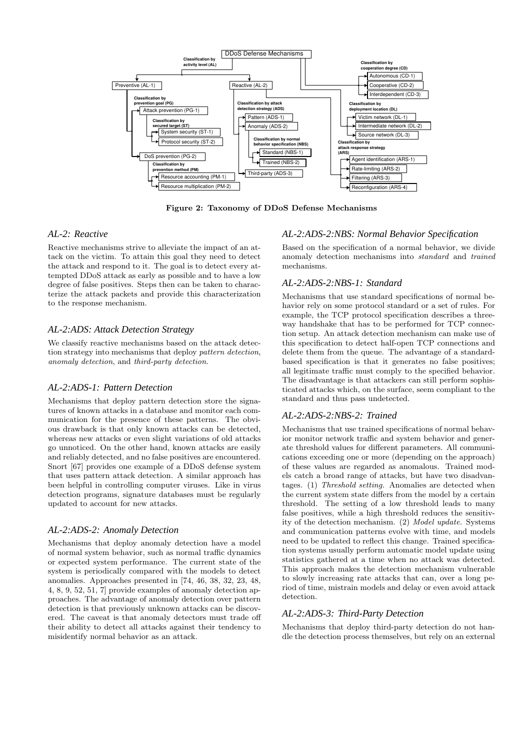Figure 2: Taxonomy of DDoS Defense Mechanisms

### AL-2: Reactive

Reactive mechanisms strive to alleviate the impact of an attack on the victim. To attain this goal they need to detect the attack and respond to it. The goal is to detect every attempted DDoS attack as early as possible and to have a low degree of false positives. Steps then can be taken to characterize the attack packets and provide this characterization to the response mechanism.

### AL-2:ADS: Attack Detection Strategy

We classify reactive mechanisms based on the attack detection strategy into mechanisms that deploy *pattern detection*, *anomaly detection*, and *third-party detection*.

### AL-2:ADS-1: Pattern Detection

Mechanisms that deploy pattern detection store the signatures of known attacks in a database and monitor each communication for the presence of these patterns. The obvious drawback is that only known attacks can be detected, whereas new attacks or even slight variations of old attacks go unnoticed. On the other hand, known attacks are easily and reliably detected, and no false positives are encountered. Snort [67] provides one example of a DDoS defense system that uses pattern attack detection. A similar approach has been helpful in controlling computer viruses. Like in virus detection programs, signature databases must be regularly updated to account for new attacks.

### AL-2:ADS-2: Anomaly Detection

Mechanisms that deploy anomaly detection have a model of normal system behavior, such as normal traffic dynamics or expected system performance. The current state of the system is periodically compared with the models to detect anomalies. Approaches presented in [74, 46, 38, 32, 23, 48, 4, 8, 9, 52, 51, 7] provide examples of anomaly detection approaches. The advantage of anomaly detection over pattern detection is that previously unknown attacks can be discovered. The caveat is that anomaly detectors must trade off their ability to detect all attacks against their tendency to misidentify normal behavior as an attack.

### AL-2:ADS-2:NBS: Normal Behavior Specification

Based on the specification of a normal behavior, we divide anomaly detection mechanisms into *standard* and *trained* mechanisms.

### AL-2:ADS-2:NBS-1: Standard

Mechanisms that use standard specifications of normal behavior rely on some protocol standard or a set of rules. For example, the TCP protocol specification describes a three-way handshake that has to be performed for TCP connection setup. An attack detection mechanism can make use of this specification to detect half-open TCP connections and delete them from the queue. The advantage of a standard-based specification is that it generates no false positives; all legitimate traffic must comply to the specified behavior. The disadvantage is that attackers can still perform sophisticated attacks which, on the surface, seem compliant to the standard and thus pass undetected.

### AL-2:ADS-2:NBS-2: Trained

Mechanisms that use trained specifications of normal behavior monitor network traffic and system behavior and generate threshold values for different parameters. All communications exceeding one or more (depending on the approach) of these values are regarded as anomalous. Trained models catch a broad range of attacks, but have two disadvantages. (1) *Threshold setting.* Anomalies are detected when the current system state differs from the model by a certain threshold. The setting of a low threshold leads to many false positives, while a high threshold reduces the sensitivity of the detection mechanism. (2) *Model update.* Systems and communication patterns evolve with time, and models need to be updated to reflect this change. Trained specification systems usually perform automatic model update using statistics gathered at a time when no attack was detected. This approach makes the detection mechanism vulnerable to slowly increasing rate attacks that can, over a long period of time, mistrain models and delay or even avoid attack detection.

### AL-2:ADS-3: Third-Party Detection

Mechanisms that deploy third-party detection do not handle the detection process themselves, but rely on an external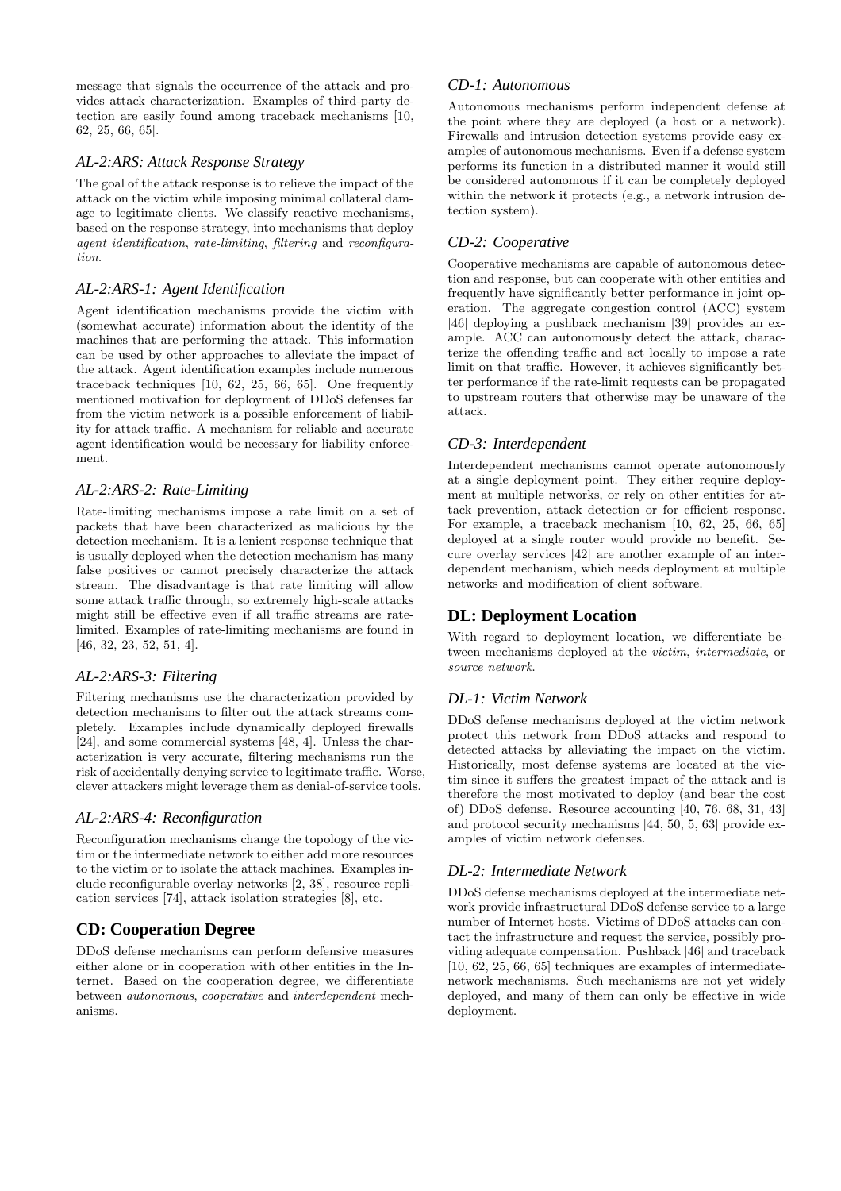message that signals the occurrence of the attack and provides attack characterization. Examples of third-party detection are easily found among traceback mechanisms [10, 62, 25, 66, 65].

### AL-2:ARS: Attack Response Strategy

The goal of the attack response is to relieve the impact of the attack on the victim while imposing minimal collateral damage to legitimate clients. We classify reactive mechanisms, based on the response strategy, into mechanisms that deploy *agent identification*, *rate-limiting*, *filtering* and *reconfiguration*.

### AL-2:ARS-1: Agent Identification

Agent identification mechanisms provide the victim with (somewhat accurate) information about the identity of the machines that are performing the attack. This information can be used by other approaches to alleviate the impact of the attack. Agent identification examples include numerous traceback techniques [10, 62, 25, 66, 65]. One frequently mentioned motivation for deployment of DDoS defenses far from the victim network is a possible enforcement of liability for attack traffic. A mechanism for reliable and accurate agent identification would be necessary for liability enforcement.

### AL-2:ARS-2: Rate-Limiting

Rate-limiting mechanisms impose a rate limit on a set of packets that have been characterized as malicious by the detection mechanism. It is a lenient response technique that is usually deployed when the detection mechanism has many false positives or cannot precisely characterize the attack stream. The disadvantage is that rate limiting will allow some attack traffic through, so extremely high-scale attacks might still be effective even if all traffic streams are rate-limited. Examples of rate-limiting mechanisms are found in [46, 32, 23, 52, 51, 4].

### AL-2:ARS-3: Filtering

Filtering mechanisms use the characterization provided by detection mechanisms to filter out the attack streams completely. Examples include dynamically deployed firewalls [24], and some commercial systems [48, 4]. Unless the characterization is very accurate, filtering mechanisms run the risk of accidentally denying service to legitimate traffic. Worse, clever attackers might leverage them as denial-of-service tools.

### AL-2:ARS-4: Reconfiguration

Reconfiguration mechanisms change the topology of the victim or the intermediate network to either add more resources to the victim or to isolate the attack machines. Examples include reconfigurable overlay networks [2, 38], resource replication services [74], attack isolation strategies [8], etc.

## CD: Cooperation Degree

DDoS defense mechanisms can perform defensive measures either alone or in cooperation with other entities in the Internet. Based on the cooperation degree, we differentiate between *autonomous*, *cooperative* and *interdependent* mechanisms.

### CD-1: Autonomous

Autonomous mechanisms perform independent defense at the point where they are deployed (a host or a network). Firewalls and intrusion detection systems provide easy examples of autonomous mechanisms. Even if a defense system performs its function in a distributed manner it would still be considered autonomous if it can be completely deployed within the network it protects (e.g., a network intrusion detection system).

### CD-2: Cooperative

Cooperative mechanisms are capable of autonomous detection and response, but can cooperate with other entities and frequently have significantly better performance in joint operation. The aggregate congestion control (ACC) system [46] deploying a pushback mechanism [39] provides an example. ACC can autonomously detect the attack, characterize the offending traffic and act locally to impose a rate limit on that traffic. However, it achieves significantly better performance if the rate-limit requests can be propagated to upstream routers that otherwise may be unaware of the attack.

### CD-3: Interdependent

Interdependent mechanisms cannot operate autonomously at a single deployment point. They either require deployment at multiple networks, or rely on other entities for attack prevention, attack detection or for efficient response. For example, a traceback mechanism [10, 62, 25, 66, 65] deployed at a single router would provide no benefit. Secure overlay services [42] are another example of an interdependent mechanism, which needs deployment at multiple networks and modification of client software.

## DL: Deployment Location

With regard to deployment location, we differentiate between mechanisms deployed at the *victim*, *intermediate*, or *source network*.

### DL-1: Victim Network

DDoS defense mechanisms deployed at the victim network protect this network from DDoS attacks and respond to detected attacks by alleviating the impact on the victim. Historically, most defense systems are located at the victim since it suffers the greatest impact of the attack and is therefore the most motivated to deploy (and bear the cost of) DDoS defense. Resource accounting [40, 76, 68, 31, 43] and protocol security mechanisms [44, 50, 5, 63] provide examples of victim network defenses.

### DL-2: Intermediate Network

DDoS defense mechanisms deployed at the intermediate network provide infrastructural DDoS defense service to a large number of Internet hosts. Victims of DDoS attacks can contact the infrastructure and request the service, possibly providing adequate compensation. Pushback [46] and traceback [10, 62, 25, 66, 65] techniques are examples of intermediate-network mechanisms. Such mechanisms are not yet widely deployed, and many of them can only be effective in wide deployment.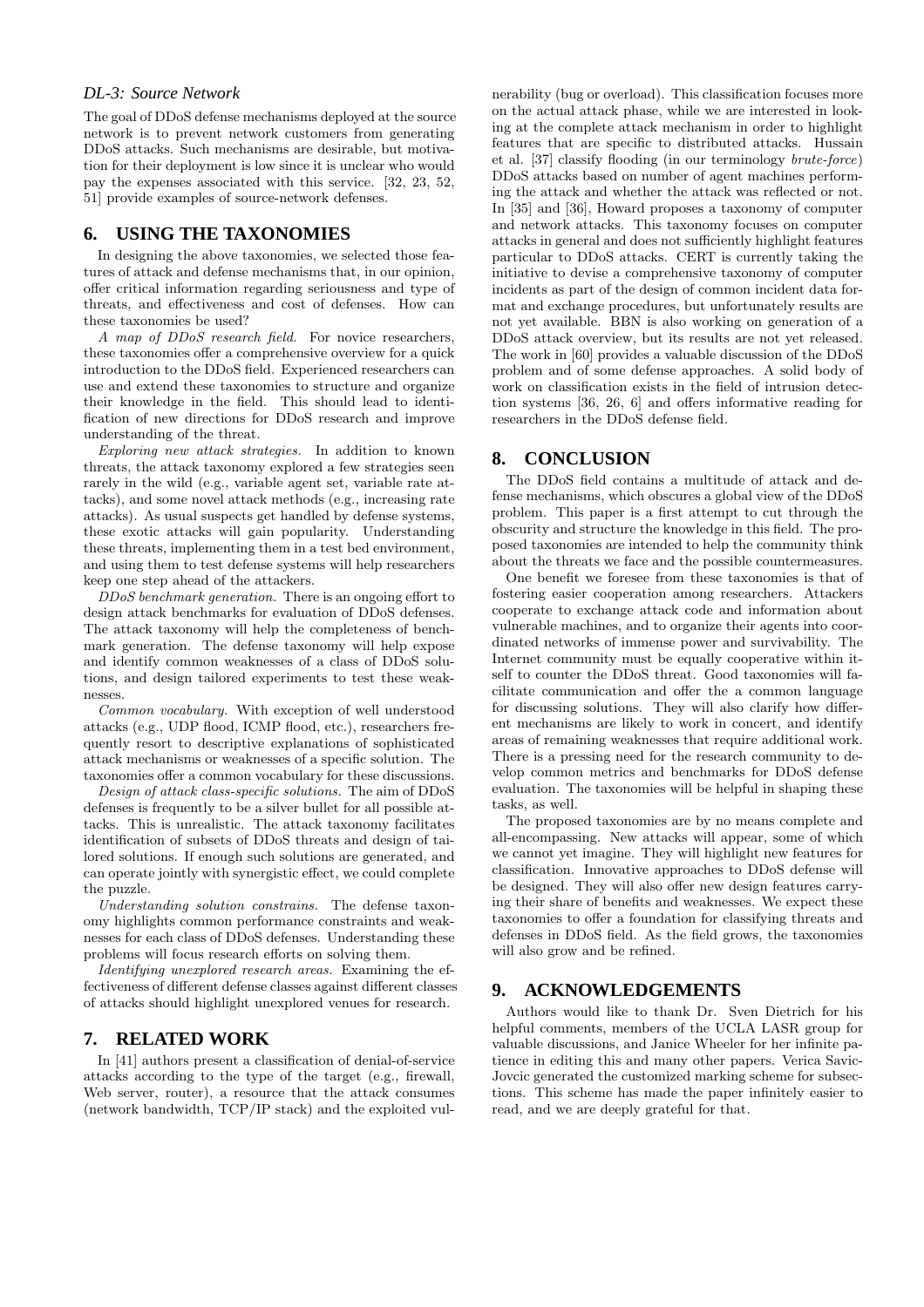### *DL-3: Source Network*

The goal of DDoS defense mechanisms deployed at the source network is to prevent network customers from generating DDoS attacks. Such mechanisms are desirable, but motivation for their deployment is low since it is unclear who would pay the expenses associated with this service. [32, 23, 52, 51] provide examples of source-network defenses.

## 6. USING THE TAXONOMIES

In designing the above taxonomies, we selected those features of attack and defense mechanisms that, in our opinion, offer critical information regarding seriousness and type of threats, and effectiveness and cost of defenses. How can these taxonomies be used?

*A map of DDoS research field.* For novice researchers, these taxonomies offer a comprehensive overview for a quick introduction to the DDoS field. Experienced researchers can use and extend these taxonomies to structure and organize their knowledge in the field. This should lead to identification of new directions for DDoS research and improve understanding of the threat.

*Exploring new attack strategies.* In addition to known threats, the attack taxonomy explored a few strategies seen rarely in the wild (e.g., variable agent set, variable rate attacks), and some novel attack methods (e.g., increasing rate attacks). As usual suspects get handled by defense systems, these exotic attacks will gain popularity. Understanding these threats, implementing them in a test bed environment, and using them to test defense systems will help researchers keep one step ahead of the attackers.

*DDoS benchmark generation.* There is an ongoing effort to design attack benchmarks for evaluation of DDoS defenses. The attack taxonomy will help the completeness of benchmark generation. The defense taxonomy will help expose and identify common weaknesses of a class of DDoS solutions, and design tailored experiments to test these weaknesses.

*Common vocabulary.* With exception of well understood attacks (e.g., UDP flood, ICMP flood, etc.), researchers frequently resort to descriptive explanations of sophisticated attack mechanisms or weaknesses of a specific solution. The taxonomies offer a common vocabulary for these discussions.

*Design of attack class-specific solutions.* The aim of DDoS defenses is frequently to be a silver bullet for all possible attacks. This is unrealistic. The attack taxonomy facilitates identification of subsets of DDoS threats and design of tailored solutions. If enough such solutions are generated, and can operate jointly with synergistic effect, we could complete the puzzle.

*Understanding solution constrains.* The defense taxonomy highlights common performance constraints and weaknesses for each class of DDoS defenses. Understanding these problems will focus research efforts on solving them.

*Identifying unexplored research areas.* Examining the effectiveness of different defense classes against different classes of attacks should highlight unexplored venues for research.

## 7. RELATED WORK

In [41] authors present a classification of denial-of-service attacks according to the type of the target (e.g., firewall, Web server, router), a resource that the attack consumes (network bandwidth, TCP/IP stack) and the exploited vulnerability (bug or overload). This classification focuses more on the actual attack phase, while we are interested in looking at the complete attack mechanism in order to highlight features that are specific to distributed attacks. Hussain et al. [37] classify flooding (in our terminology *brute-force*) DDoS attacks based on number of agent machines performing the attack and whether the attack was reflected or not. In [35] and [36], Howard proposes a taxonomy of computer and network attacks. This taxonomy focuses on computer attacks in general and does not sufficiently highlight features particular to DDoS attacks. CERT is currently taking the initiative to devise a comprehensive taxonomy of computer incidents as part of the design of common incident data format and exchange procedures, but unfortunately results are not yet available. BBN is also working on generation of a DDoS attack overview, but its results are not yet released. The work in [60] provides a valuable discussion of the DDoS problem and of some defense approaches. A solid body of work on classification exists in the field of intrusion detection systems [36, 26, 6] and offers informative reading for researchers in the DDoS defense field.

## 8. CONCLUSION

The DDoS field contains a multitude of attack and defense mechanisms, which obscures a global view of the DDoS problem. This paper is a first attempt to cut through the obscurity and structure the knowledge in this field. The proposed taxonomies are intended to help the community think about the threats we face and the possible countermeasures.

One benefit we foresee from these taxonomies is that of fostering easier cooperation among researchers. Attackers cooperate to exchange attack code and information about vulnerable machines, and to organize their agents into coordinated networks of immense power and survivability. The Internet community must be equally cooperative within itself to counter the DDoS threat. Good taxonomies will facilitate communication and offer the a common language for discussing solutions. They will also clarify how different mechanisms are likely to work in concert, and identify areas of remaining weaknesses that require additional work. There is a pressing need for the research community to develop common metrics and benchmarks for DDoS defense evaluation. The taxonomies will be helpful in shaping these tasks, as well.

The proposed taxonomies are by no means complete and all-encompassing. New attacks will appear, some of which we cannot yet imagine. They will highlight new features for classification. Innovative approaches to DDoS defense will be designed. They will also offer new design features carrying their share of benefits and weaknesses. We expect these taxonomies to offer a foundation for classifying threats and defenses in DDoS field. As the field grows, the taxonomies will also grow and be refined.

## 9. ACKNOWLEDGEMENTS

Authors would like to thank Dr. Sven Dietrich for his helpful comments, members of the UCLA LASR group for valuable discussions, and Janice Wheeler for her infinite patience in editing this and many other papers. Verica Savic-Jovcic generated the customized marking scheme for subsections. This scheme has made the paper infinitely easier to read, and we are deeply grateful for that.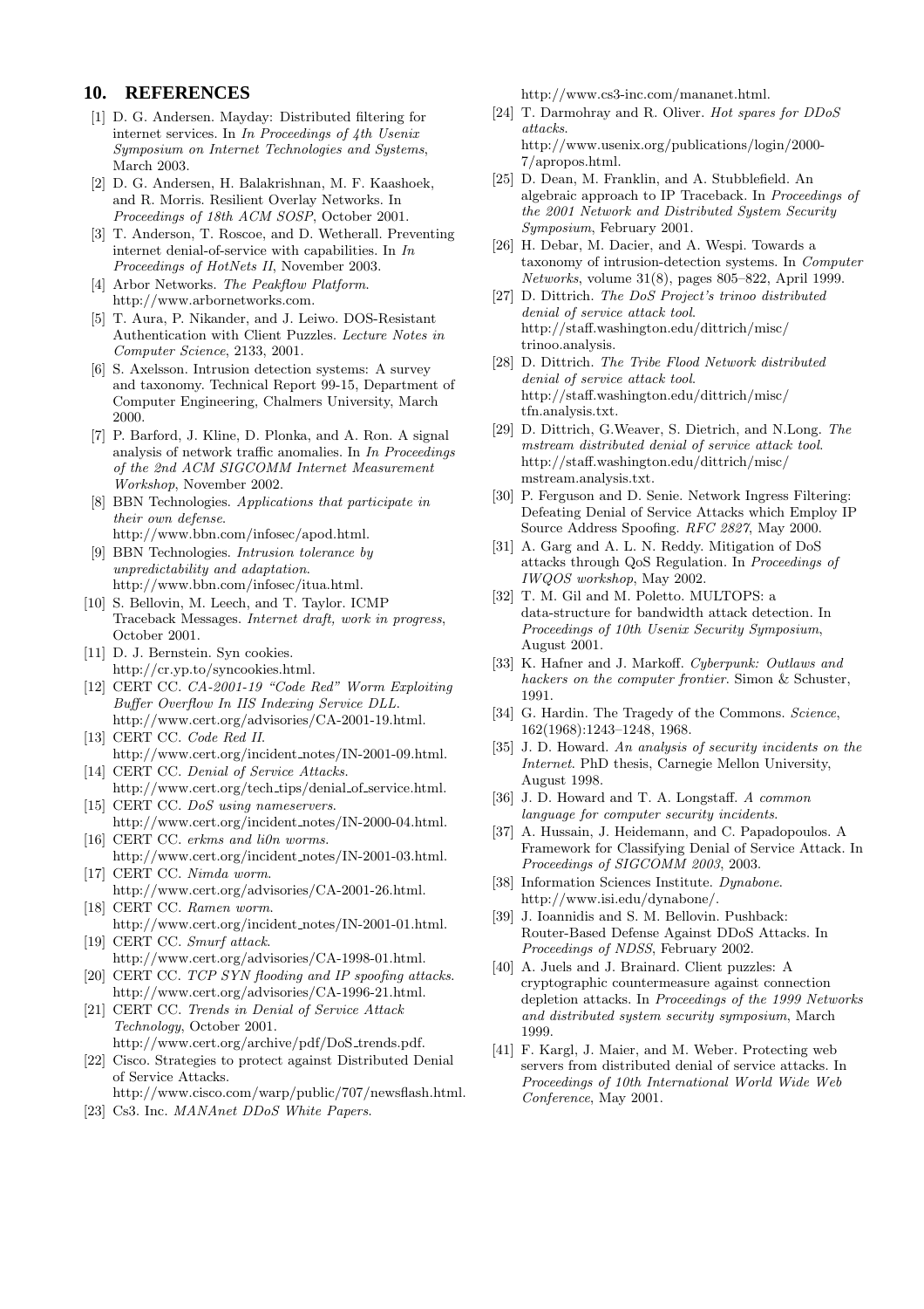## 10. REFERENCES

[1] D. G. Andersen. Mayday: Distributed filtering for internet services. In *In Proceedings of 4th Usenix Symposium on Internet Technologies and Systems*, March 2003.

[2] D. G. Andersen, H. Balakrishnan, M. F. Kaashoek, and R. Morris. Resilient Overlay Networks. In *Proceedings of 18th ACM SOSP*, October 2001.

[3] T. Anderson, T. Roscoe, and D. Wetherall. Preventing internet denial-of-service with capabilities. In *In Proceedings of HotNets II*, November 2003.

[4] Arbor Networks. *The Peakflow Platform*. http://www.arbornetworks.com.

[5] T. Aura, P. Nikander, and J. Leiwo. DOS-Resistant Authentication with Client Puzzles. *Lecture Notes in Computer Science*, 2133, 2001.

[6] S. Axelsson. Intrusion detection systems: A survey and taxonomy. Technical Report 99-15, Department of Computer Engineering, Chalmers University, March 2000.

[7] P. Barford, J. Kline, D. Plonka, and A. Ron. A signal analysis of network traffic anomalies. In *In Proceedings of the 2nd ACM SIGCOMM Internet Measurement Workshop*, November 2002.

[8] BBN Technologies. *Applications that participate in their own defense*. http://www.bbn.com/infosec/apod.html.

[9] BBN Technologies. *Intrusion tolerance by unpredictability and adaptation*. http://www.bbn.com/infosec/itua.html.

[10] S. Bellovin, M. Leech, and T. Taylor. ICMP Traceback Messages. *Internet draft, work in progress*, October 2001.

[11] D. J. Bernstein. Syn cookies. http://cr.yp.to/syncookies.html.

[12] CERT CC. *CA-2001-19 "Code Red" Worm Exploiting Buffer Overflow In IIS Indexing Service DLL*. http://www.cert.org/advisories/CA-2001-19.html.

[13] CERT CC. *Code Red II*. http://www.cert.org/incident_notes/IN-2001-09.html.

[14] CERT CC. *Denial of Service Attacks*. http://www.cert.org/tech_tips/denial_of_service.html.

[15] CERT CC. *DoS using nameservers*. http://www.cert.org/incident_notes/IN-2000-04.html.

[16] CERT CC. *erkms and li0n worms*. http://www.cert.org/incident_notes/IN-2001-03.html.

[17] CERT CC. *Nimda worm*. http://www.cert.org/advisories/CA-2001-26.html.

[18] CERT CC. *Ramen worm*. http://www.cert.org/incident_notes/IN-2001-01.html.

[19] CERT CC. *Smurf attack*. http://www.cert.org/advisories/CA-1998-01.html.

[20] CERT CC. *TCP SYN flooding and IP spoofing attacks*. http://www.cert.org/advisories/CA-1996-21.html.

[21] CERT CC. *Trends in Denial of Service Attack Technology*, October 2001. http://www.cert.org/archive/pdf/DoS_trends.pdf.

[22] Cisco. Strategies to protect against Distributed Denial of Service Attacks. http://www.cisco.com/warp/public/707/newsflash.html.

[23] Cs3. Inc. *MANAnet DDoS White Papers*. http://www.cs3-inc.com/mananet.html.

[24] T. Darmohray and R. Oliver. *Hot spares for DDoS attacks*. http://www.usenix.org/publications/login/2000-7/apropos.html.

[25] D. Dean, M. Franklin, and A. Stubblefield. An algebraic approach to IP Traceback. In *Proceedings of the 2001 Network and Distributed System Security Symposium*, February 2001.

[26] H. Debar, M. Dacier, and A. Wespi. Towards a taxonomy of intrusion-detection systems. In *Computer Networks*, volume 31(8), pages 805–822, April 1999.

[27] D. Dittrich. *The DoS Project's trinoo distributed denial of service attack tool*. http://staff.washington.edu/dittrich/misc/trinoo.analysis.

[28] D. Dittrich. *The Tribe Flood Network distributed denial of service attack tool*. http://staff.washington.edu/dittrich/misc/tfn.analysis.txt.

[29] D. Dittrich, G.Weaver, S. Dietrich, and N.Long. *The mstream distributed denial of service attack tool*. http://staff.washington.edu/dittrich/misc/mstream.analysis.txt.

[30] P. Ferguson and D. Senie. Network Ingress Filtering: Defeating Denial of Service Attacks which Employ IP Source Address Spoofing. *RFC 2827*, May 2000.

[31] A. Garg and A. L. N. Reddy. Mitigation of DoS attacks through QoS Regulation. In *Proceedings of IWQOS workshop*, May 2002.

[32] T. M. Gil and M. Poletto. MULTOPS: a data-structure for bandwidth attack detection. In *Proceedings of 10th Usenix Security Symposium*, August 2001.

[33] K. Hafner and J. Markoff. *Cyberpunk: Outlaws and hackers on the computer frontier*. Simon & Schuster, 1991.

[34] G. Hardin. The Tragedy of the Commons. *Science*, 162(1968):1243–1248, 1968.

[35] J. D. Howard. *An analysis of security incidents on the Internet*. PhD thesis, Carnegie Mellon University, August 1998.

[36] J. D. Howard and T. A. Longstaff. *A common language for computer security incidents*.

[37] A. Hussain, J. Heidemann, and C. Papadopoulos. A Framework for Classifying Denial of Service Attack. In *Proceedings of SIGCOMM 2003*, 2003.

[38] Information Sciences Institute. *Dynabone*. http://www.isi.edu/dynabone/.

[39] J. Ioannidis and S. M. Bellovin. Pushback: Router-Based Defense Against DDoS Attacks. In *Proceedings of NDSS*, February 2002.

[40] A. Juels and J. Brainard. Client puzzles: A cryptographic countermeasure against connection depletion attacks. In *Proceedings of the 1999 Networks and distributed system security symposium*, March 1999.

[41] F. Kargl, J. Maier, and M. Weber. Protecting web servers from distributed denial of service attacks. In *Proceedings of 10th International World Wide Web Conference*, May 2001.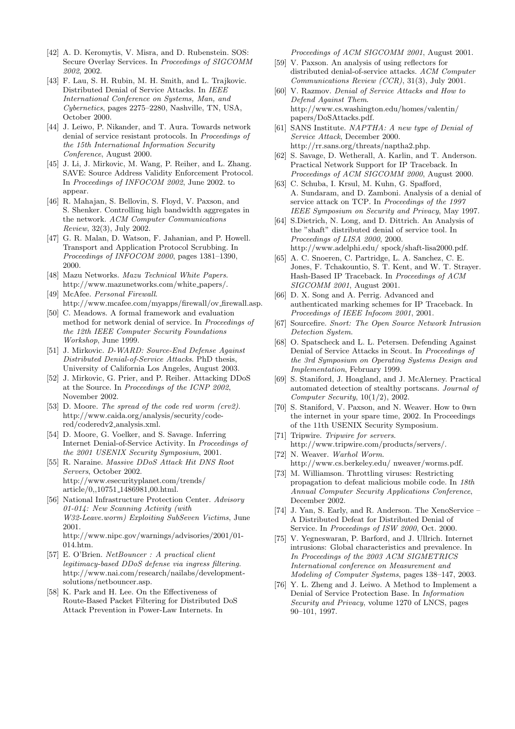[42] A. D. Keromytis, V. Misra, and D. Rubenstein. SOS: Secure Overlay Services. In *Proceedings of SIGCOMM 2002*, 2002.

[43] F. Lau, S. H. Rubin, M. H. Smith, and L. Trajkovic. Distributed Denial of Service Attacks. In *IEEE International Conference on Systems, Man, and Cybernetics*, pages 2275–2280, Nashville, TN, USA, October 2000.

[44] J. Leiwo, P. Nikander, and T. Aura. Towards network denial of service resistant protocols. In *Proceedings of the 15th International Information Security Conference*, August 2000.

[45] J. Li, J. Mirkovic, M. Wang, P. Reiher, and L. Zhang. SAVE: Source Address Validity Enforcement Protocol. In *Proceedings of INFOCOM 2002*, June 2002. to appear.

[46] R. Mahajan, S. Bellovin, S. Floyd, V. Paxson, and S. Shenker. Controlling high bandwidth aggregates in the network. *ACM Computer Communications Review*, 32(3), July 2002.

[47] G. R. Malan, D. Watson, F. Jahanian, and P. Howell. Transport and Application Protocol Scrubbing. In *Proceedings of INFOCOM 2000*, pages 1381–1390, 2000.

[48] Mazu Networks. *Mazu Technical White Papers*. http://www.mazunetworks.com/white_papers/.

[49] McAfee. *Personal Firewall*. http://www.mcafee.com/myapps/firewall/ov_firewall.asp.

[50] C. Meadows. A formal framework and evaluation method for network denial of service. In *Proceedings of the 12th IEEE Computer Security Foundations Workshop*, June 1999.

[51] J. Mirkovic. *D-WARD: Source-End Defense Against Distributed Denial-of-Service Attacks*. PhD thesis, University of California Los Angeles, August 2003.

[52] J. Mirkovic, G. Prier, and P. Reiher. Attacking DDoS at the Source. In *Proceedings of the ICNP 2002*, November 2002.

[53] D. Moore. *The spread of the code red worm (crv2)*. http://www.caida.org/analysis/security/code-red/coderedv2_analysis.xml.

[54] D. Moore, G. Voelker, and S. Savage. Inferring Internet Denial-of-Service Activity. In *Proceedings of the 2001 USENIX Security Symposium*, 2001.

[55] R. Naraine. *Massive DDoS Attack Hit DNS Root Servers*, October 2002. http://www.esecurityplanet.com/trends/article/0,,10751_1486981,00.html.

[56] National Infrastructure Protection Center. *Advisory 01-014: New Scanning Activity (with W32-Leave.worm) Exploiting SubSeven Victims*, June 2001. http://www.nipc.gov/warnings/advisories/2001/01-014.htm.

[57] E. O'Brien. *NetBouncer : A practical client legitimacy-based DDoS defense via ingress filtering*. http://www.nai.com/research/nailabs/development-solutions/netbouncer.asp.

[58] K. Park and H. Lee. On the Effectiveness of Route-Based Packet Filtering for Distributed DoS Attack Prevention in Power-Law Internets. In *Proceedings of ACM SIGCOMM 2001*, August 2001.

[59] V. Paxson. An analysis of using reflectors for distributed denial-of-service attacks. *ACM Computer Communications Review (CCR)*, 31(3), July 2001.

[60] V. Razmov. *Denial of Service Attacks and How to Defend Against Them*. http://www.cs.washington.edu/homes/valentin/papers/DoSAttacks.pdf.

[61] SANS Institute. *NAPTHA: A new type of Denial of Service Attack*, December 2000. http://rr.sans.org/threats/naptha2.php.

[62] S. Savage, D. Wetherall, A. Karlin, and T. Anderson. Practical Network Support for IP Traceback. In *Proceedings of ACM SIGCOMM 2000*, August 2000.

[63] C. Schuba, I. Krsul, M. Kuhn, G. Spafford, A. Sundaram, and D. Zamboni. Analysis of a denial of service attack on TCP. In *Proceedings of the 1997 IEEE Symposium on Security and Privacy*, May 1997.

[64] S.Dietrich, N. Long, and D. Dittrich. An Analysis of the "shaft" distributed denial of service tool. In *Proceedings of LISA 2000*, 2000. http://www.adelphi.edu/ spock/shaft-lisa2000.pdf.

[65] A. C. Snoeren, C. Partridge, L. A. Sanchez, C. E. Jones, F. Tchakountio, S. T. Kent, and W. T. Strayer. Hash-Based IP Traceback. In *Proceedings of ACM SIGCOMM 2001*, August 2001.

[66] D. X. Song and A. Perrig. Advanced and authenticated marking schemes for IP Traceback. In *Proceedings of IEEE Infocom 2001*, 2001.

[67] Sourcefire. *Snort: The Open Source Network Intrusion Detection System*.

[68] O. Spatscheck and L. L. Petersen. Defending Against Denial of Service Attacks in Scout. In *Proceedings of the 3rd Symposium on Operating Systems Design and Implementation*, February 1999.

[69] S. Staniford, J. Hoagland, and J. McAlerney. Practical automated detection of stealthy portscans. *Journal of Computer Security*, 10(1/2), 2002.

[70] S. Staniford, V. Paxson, and N. Weaver. How to 0wn the internet in your spare time, 2002. In Proceedings of the 11th USENIX Security Symposium.

[71] Tripwire. *Tripwire for servers*. http://www.tripwire.com/products/servers/.

[72] N. Weaver. *Warhol Worm*. http://www.cs.berkeley.edu/ nweaver/worms.pdf.

[73] M. Williamson. Throttling viruses: Restricting propagation to defeat malicious mobile code. In *18th Annual Computer Security Applications Conference*, December 2002.

[74] J. Yan, S. Early, and R. Anderson. The XenoService – A Distributed Defeat for Distributed Denial of Service. In *Proceedings of ISW 2000*, Oct. 2000.

[75] V. Yegneswaran, P. Barford, and J. Ullrich. Internet intrusions: Global characteristics and prevalence. In *In Proceedings of the 2003 ACM SIGMETRICS International conference on Measurement and Modeling of Computer Systems*, pages 138–147, 2003.

[76] Y. L. Zheng and J. Leiwo. A Method to Implement a Denial of Service Protection Base. In *Information Security and Privacy*, volume 1270 of LNCS, pages 90–101, 1997.